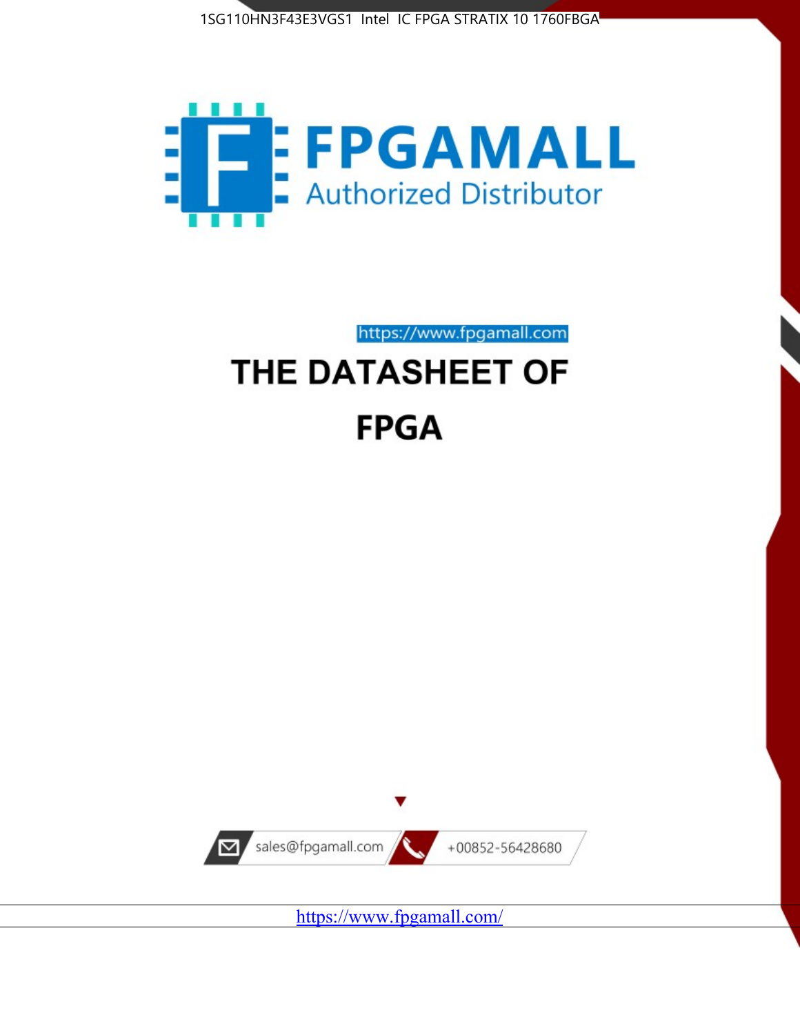1SG110HN3F43E3VGS1 Intel IC FPGA STRATIX 10 1760FBGA

FPGAMALL

Authorized Distributor

https://www.fpgamall.com

# THE DATASHEET OF

# FPGA

sales@fpgamall.com

+00852-56428680

https://www.fpgamall.com/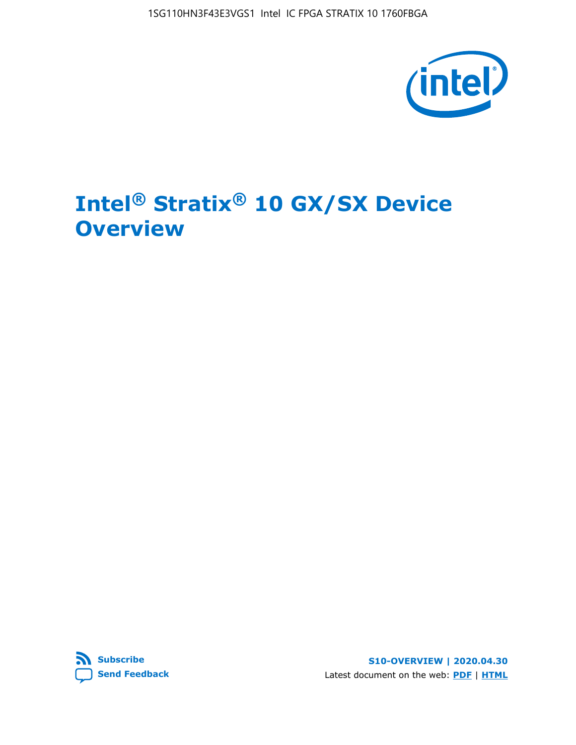# Intel® Stratix® 10 GX/SX Device Overview

S10-OVERVIEW | 2020.04.30

Latest document on the web: PDF | HTML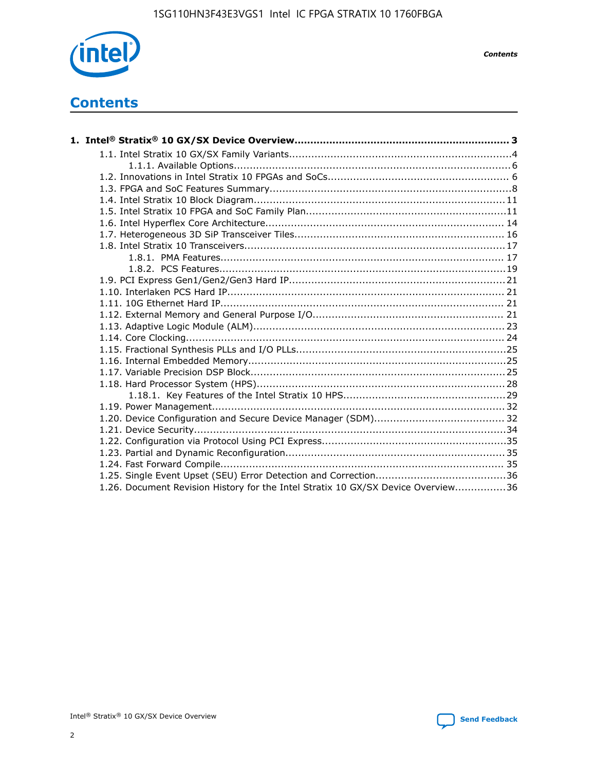# Contents

**1. Intel® Stratix® 10 GX/SX Device Overview.................................................................... 3**

- 1.1. Intel Stratix 10 GX/SX Family Variants.....................................................................4
  - 1.1.1. Available Options...................................................................................... 6
- 1.2. Innovations in Intel Stratix 10 FPGAs and SoCs........................................................ 6
- 1.3. FPGA and SoC Features Summary...........................................................................8
- 1.4. Intel Stratix 10 Block Diagram.............................................................................. 11
- 1.5. Intel Stratix 10 FPGA and SoC Family Plan..............................................................11
- 1.6. Intel Hyperflex Core Architecture.......................................................................... 14
- 1.7. Heterogeneous 3D SiP Transceiver Tiles................................................................. 16
- 1.8. Intel Stratix 10 Transceivers................................................................................ 17
  - 1.8.1. PMA Features........................................................................................ 17
  - 1.8.2. PCS Features.........................................................................................19
- 1.9. PCI Express Gen1/Gen2/Gen3 Hard IP...................................................................21
- 1.10. Interlaken PCS Hard IP...................................................................................... 21
- 1.11. 10G Ethernet Hard IP........................................................................................ 21
- 1.12. External Memory and General Purpose I/O........................................................... 21
- 1.13. Adaptive Logic Module (ALM).............................................................................. 23
- 1.14. Core Clocking................................................................................................... 24
- 1.15. Fractional Synthesis PLLs and I/O PLLs.................................................................25
- 1.16. Internal Embedded Memory................................................................................25
- 1.17. Variable Precision DSP Block...............................................................................25
- 1.18. Hard Processor System (HPS).............................................................................28
  - 1.18.1. Key Features of the Intel Stratix 10 HPS..................................................29
- 1.19. Power Management.......................................................................................... 32
- 1.20. Device Configuration and Secure Device Manager (SDM)........................................ 32
- 1.21. Device Security.................................................................................................34
- 1.22. Configuration via Protocol Using PCI Express.........................................................35
- 1.23. Partial and Dynamic Reconfiguration................................................................... 35
- 1.24. Fast Forward Compile........................................................................................ 35
- 1.25. Single Event Upset (SEU) Error Detection and Correction........................................36
- 1.26. Document Revision History for the Intel Stratix 10 GX/SX Device Overview................36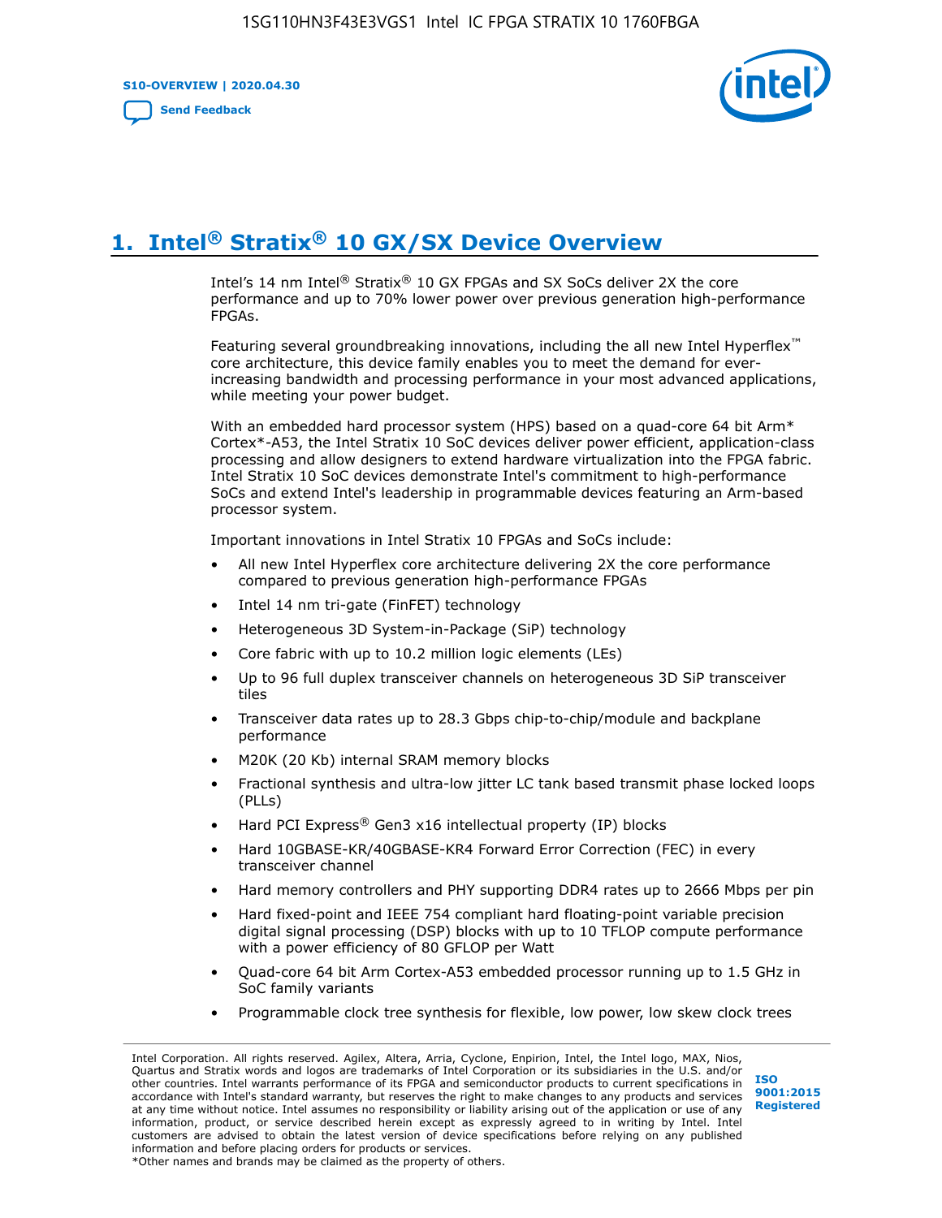# 1. Intel® Stratix® 10 GX/SX Device Overview

Intel's 14 nm Intel® Stratix® 10 GX FPGAs and SX SoCs deliver 2X the core performance and up to 70% lower power over previous generation high-performance FPGAs.

Featuring several groundbreaking innovations, including the all new Intel Hyperflex™ core architecture, this device family enables you to meet the demand for ever-increasing bandwidth and processing performance in your most advanced applications, while meeting your power budget.

With an embedded hard processor system (HPS) based on a quad-core 64 bit Arm* Cortex*-A53, the Intel Stratix 10 SoC devices deliver power efficient, application-class processing and allow designers to extend hardware virtualization into the FPGA fabric. Intel Stratix 10 SoC devices demonstrate Intel's commitment to high-performance SoCs and extend Intel's leadership in programmable devices featuring an Arm-based processor system.

Important innovations in Intel Stratix 10 FPGAs and SoCs include:

- All new Intel Hyperflex core architecture delivering 2X the core performance compared to previous generation high-performance FPGAs
- Intel 14 nm tri-gate (FinFET) technology
- Heterogeneous 3D System-in-Package (SiP) technology
- Core fabric with up to 10.2 million logic elements (LEs)
- Up to 96 full duplex transceiver channels on heterogeneous 3D SiP transceiver tiles
- Transceiver data rates up to 28.3 Gbps chip-to-chip/module and backplane performance
- M20K (20 Kb) internal SRAM memory blocks
- Fractional synthesis and ultra-low jitter LC tank based transmit phase locked loops (PLLs)
- Hard PCI Express® Gen3 x16 intellectual property (IP) blocks
- Hard 10GBASE-KR/40GBASE-KR4 Forward Error Correction (FEC) in every transceiver channel
- Hard memory controllers and PHY supporting DDR4 rates up to 2666 Mbps per pin
- Hard fixed-point and IEEE 754 compliant hard floating-point variable precision digital signal processing (DSP) blocks with up to 10 TFLOP compute performance with a power efficiency of 80 GFLOP per Watt
- Quad-core 64 bit Arm Cortex-A53 embedded processor running up to 1.5 GHz in SoC family variants
- Programmable clock tree synthesis for flexible, low power, low skew clock trees

Intel Corporation. All rights reserved. Agilex, Altera, Arria, Cyclone, Enpirion, Intel, the Intel logo, MAX, Nios, Quartus and Stratix words and logos are trademarks of Intel Corporation or its subsidiaries in the U.S. and/or other countries. Intel warrants performance of its FPGA and semiconductor products to current specifications in accordance with Intel's standard warranty, but reserves the right to make changes to any products and services at any time without notice. Intel assumes no responsibility or liability arising out of the application or use of any information, product, or service described herein except as expressly agreed to in writing by Intel. Intel customers are advised to obtain the latest version of device specifications before relying on any published information and before placing orders for products or services.
*Other names and brands may be claimed as the property of others.

ISO 9001:2015 Registered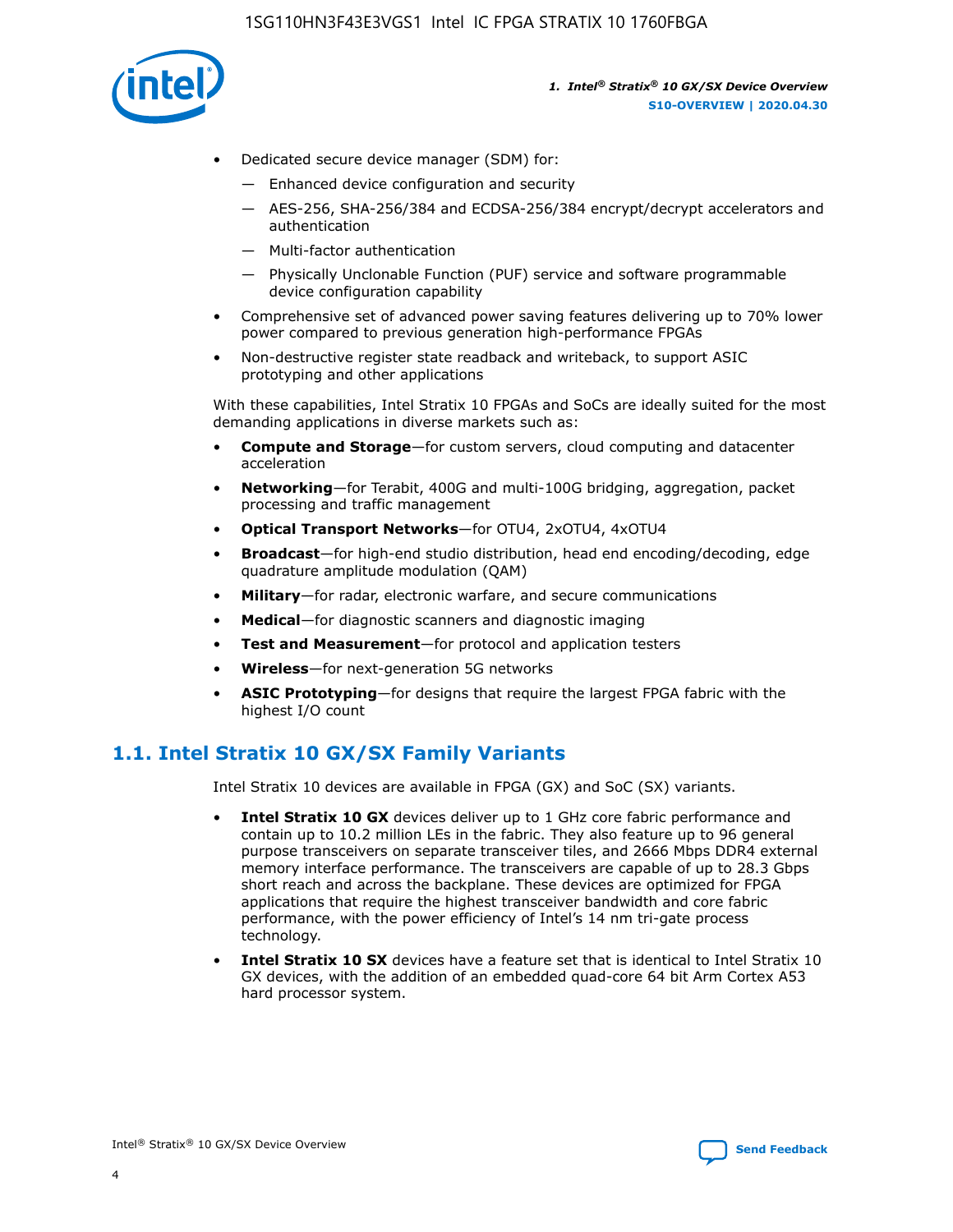- Dedicated secure device manager (SDM) for:
  - Enhanced device configuration and security
  - AES-256, SHA-256/384 and ECDSA-256/384 encrypt/decrypt accelerators and authentication
  - Multi-factor authentication
  - Physically Unclonable Function (PUF) service and software programmable device configuration capability
- Comprehensive set of advanced power saving features delivering up to 70% lower power compared to previous generation high-performance FPGAs
- Non-destructive register state readback and writeback, to support ASIC prototyping and other applications

With these capabilities, Intel Stratix 10 FPGAs and SoCs are ideally suited for the most demanding applications in diverse markets such as:

- **Compute and Storage**—for custom servers, cloud computing and datacenter acceleration
- **Networking**—for Terabit, 400G and multi-100G bridging, aggregation, packet processing and traffic management
- **Optical Transport Networks**—for OTU4, 2xOTU4, 4xOTU4
- **Broadcast**—for high-end studio distribution, head end encoding/decoding, edge quadrature amplitude modulation (QAM)
- **Military**—for radar, electronic warfare, and secure communications
- **Medical**—for diagnostic scanners and diagnostic imaging
- **Test and Measurement**—for protocol and application testers
- **Wireless**—for next-generation 5G networks
- **ASIC Prototyping**—for designs that require the largest FPGA fabric with the highest I/O count

## 1.1. Intel Stratix 10 GX/SX Family Variants

Intel Stratix 10 devices are available in FPGA (GX) and SoC (SX) variants.

- **Intel Stratix 10 GX** devices deliver up to 1 GHz core fabric performance and contain up to 10.2 million LEs in the fabric. They also feature up to 96 general purpose transceivers on separate transceiver tiles, and 2666 Mbps DDR4 external memory interface performance. The transceivers are capable of up to 28.3 Gbps short reach and across the backplane. These devices are optimized for FPGA applications that require the highest transceiver bandwidth and core fabric performance, with the power efficiency of Intel's 14 nm tri-gate process technology.
- **Intel Stratix 10 SX** devices have a feature set that is identical to Intel Stratix 10 GX devices, with the addition of an embedded quad-core 64 bit Arm Cortex A53 hard processor system.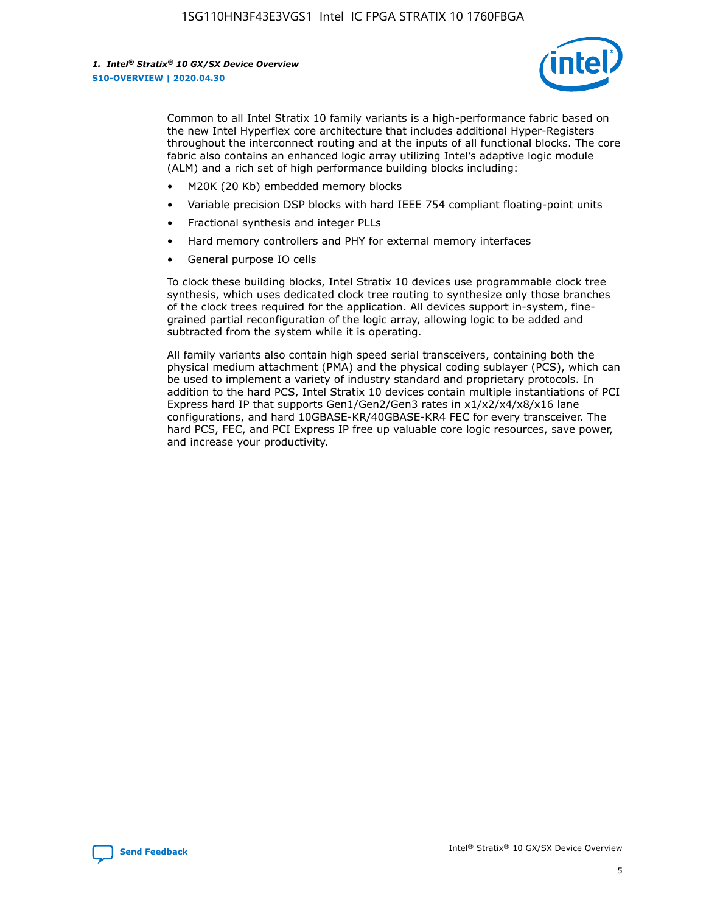Common to all Intel Stratix 10 family variants is a high-performance fabric based on the new Intel Hyperflex core architecture that includes additional Hyper-Registers throughout the interconnect routing and at the inputs of all functional blocks. The core fabric also contains an enhanced logic array utilizing Intel's adaptive logic module (ALM) and a rich set of high performance building blocks including:

- M20K (20 Kb) embedded memory blocks
- Variable precision DSP blocks with hard IEEE 754 compliant floating-point units
- Fractional synthesis and integer PLLs
- Hard memory controllers and PHY for external memory interfaces
- General purpose IO cells

To clock these building blocks, Intel Stratix 10 devices use programmable clock tree synthesis, which uses dedicated clock tree routing to synthesize only those branches of the clock trees required for the application. All devices support in-system, fine-grained partial reconfiguration of the logic array, allowing logic to be added and subtracted from the system while it is operating.

All family variants also contain high speed serial transceivers, containing both the physical medium attachment (PMA) and the physical coding sublayer (PCS), which can be used to implement a variety of industry standard and proprietary protocols. In addition to the hard PCS, Intel Stratix 10 devices contain multiple instantiations of PCI Express hard IP that supports Gen1/Gen2/Gen3 rates in x1/x2/x4/x8/x16 lane configurations, and hard 10GBASE-KR/40GBASE-KR4 FEC for every transceiver. The hard PCS, FEC, and PCI Express IP free up valuable core logic resources, save power, and increase your productivity.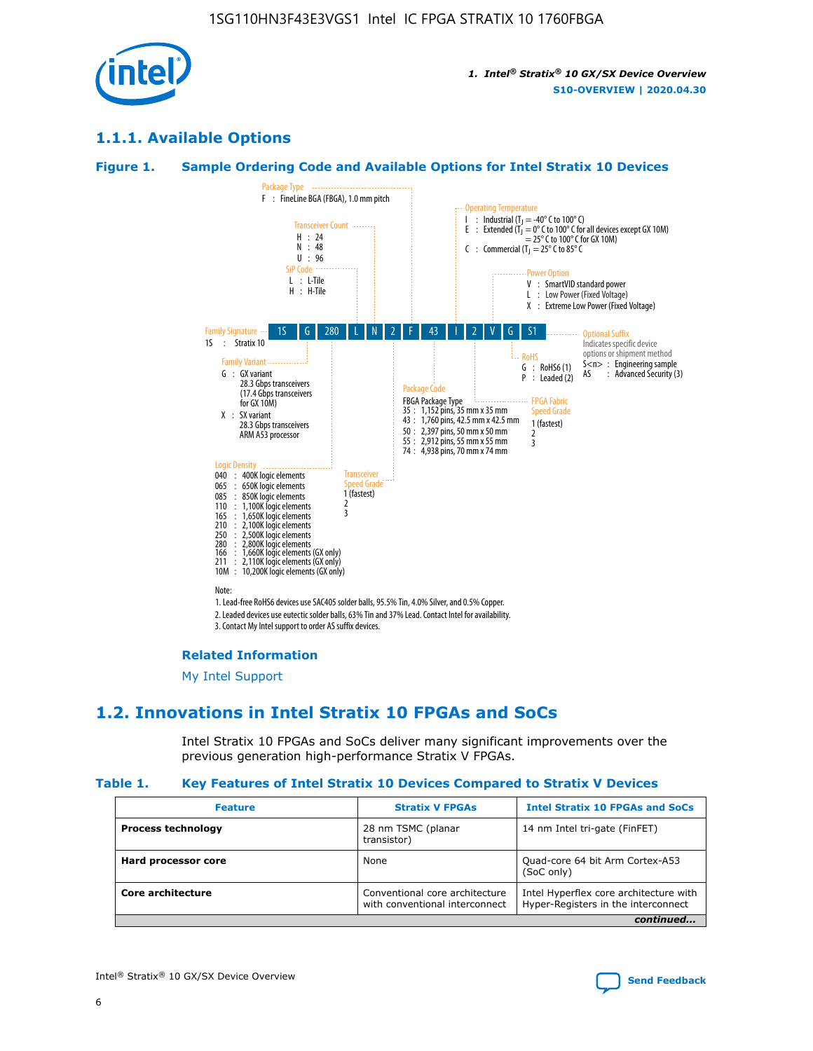### 1.1.1. Available Options

#### Figure 1. Sample Ordering Code and Available Options for Intel Stratix 10 Devices

| 1S | G | 280 | L | N | 2 | F | 43 | I | 2 | V | G | S1 |
|---|---|---|---|---|---|---|---|---|---|---|---|---|

**Family Signature**
1S : Stratix 10

**Family Variant**
G : GX variant
28.3 Gbps transceivers
(17.4 Gbps transceivers for GX 10M)
X : SX variant
28.3 Gbps transceivers
ARM A53 processor

**Logic Density**
040 : 400K logic elements
065 : 650K logic elements
085 : 850K logic elements
110 : 1,100K logic elements
165 : 1,650K logic elements
210 : 2,100K logic elements
250 : 2,500K logic elements
280 : 2,800K logic elements
166 : 1,660K logic elements (GX only)
211 : 2,110K logic elements (GX only)
10M : 10,200K logic elements (GX only)

**SiP Code**
L : L-Tile
H : H-Tile

**Transceiver Count**
H : 24
N : 48
U : 96

**Transceiver Speed Grade**
1 (fastest)
2
3

**Package Type**
F : FineLine BGA (FBGA), 1.0 mm pitch

**Package Code**
FBGA Package Type
35 : 1,152 pins, 35 mm x 35 mm
43 : 1,760 pins, 42.5 mm x 42.5 mm
50 : 2,397 pins, 50 mm x 50 mm
55 : 2,912 pins, 55 mm x 55 mm
74 : 4,938 pins, 70 mm x 74 mm

**Operating Temperature**
I : Industrial ($T_J$ = -40° C to 100° C)
E : Extended ($T_J$ = 0° C to 100° C for all devices except GX 10M)
= 25° C to 100° C for GX 10M)
C : Commercial ($T_J$ = 25° C to 85° C

**FPGA Fabric Speed Grade**
1 (fastest)
2
3

**Power Option**
V : SmartVID standard power
L : Low Power (Fixed Voltage)
X : Extreme Low Power (Fixed Voltage)

**RoHS**
G : RoHS6 (1)
P : Leaded (2)

**Optional Suffix**
Indicates specific device options or shipment method
S<n> : Engineering sample
AS : Advanced Security (3)

Note:
1. Lead-free RoHS6 devices use SAC405 solder balls, 95.5% Tin, 4.0% Silver, and 0.5% Copper.
2. Leaded devices use eutectic solder balls, 63% Tin and 37% Lead. Contact Intel for availability.
3. Contact My Intel support to order AS suffix devices.

**Related Information**

My Intel Support

## 1.2. Innovations in Intel Stratix 10 FPGAs and SoCs

Intel Stratix 10 FPGAs and SoCs deliver many significant improvements over the previous generation high-performance Stratix V FPGAs.

#### Table 1. Key Features of Intel Stratix 10 Devices Compared to Stratix V Devices

| Feature | Stratix V FPGAs | Intel Stratix 10 FPGAs and SoCs |
|---|---|---|
| **Process technology** | 28 nm TSMC (planar transistor) | 14 nm Intel tri-gate (FinFET) |
| **Hard processor core** | None | Quad-core 64 bit Arm Cortex-A53 (SoC only) |
| **Core architecture** | Conventional core architecture with conventional interconnect | Intel Hyperflex core architecture with Hyper-Registers in the interconnect |

*continued...*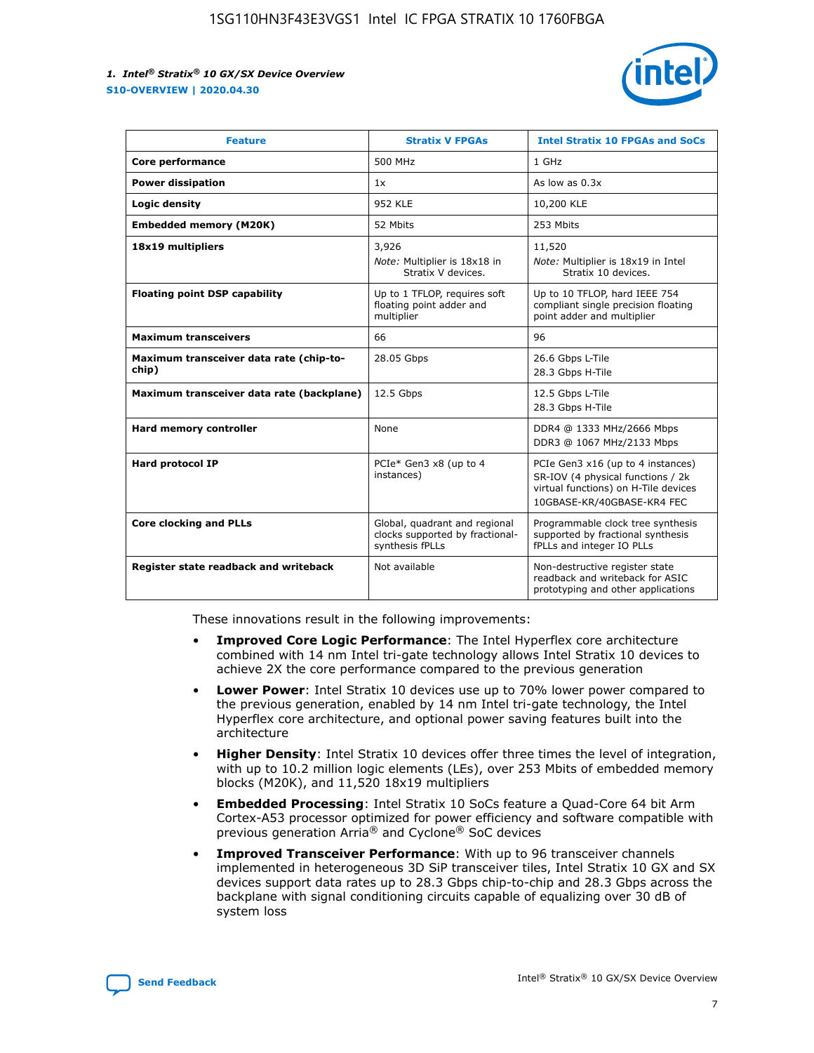| Feature | Stratix V FPGAs | Intel Stratix 10 FPGAs and SoCs |
| --- | --- | --- |
| **Core performance** | 500 MHz | 1 GHz |
| **Power dissipation** | 1x | As low as 0.3x |
| **Logic density** | 952 KLE | 10,200 KLE |
| **Embedded memory (M20K)** | 52 Mbits | 253 Mbits |
| **18x19 multipliers** | 3,926<br>*Note:* Multiplier is 18x18 in Stratix V devices. | 11,520<br>*Note:* Multiplier is 18x19 in Intel Stratix 10 devices. |
| **Floating point DSP capability** | Up to 1 TFLOP, requires soft floating point adder and multiplier | Up to 10 TFLOP, hard IEEE 754 compliant single precision floating point adder and multiplier |
| **Maximum transceivers** | 66 | 96 |
| **Maximum transceiver data rate (chip-to-chip)** | 28.05 Gbps | 26.6 Gbps L-Tile<br>28.3 Gbps H-Tile |
| **Maximum transceiver data rate (backplane)** | 12.5 Gbps | 12.5 Gbps L-Tile<br>28.3 Gbps H-Tile |
| **Hard memory controller** | None | DDR4 @ 1333 MHz/2666 Mbps<br>DDR3 @ 1067 MHz/2133 Mbps |
| **Hard protocol IP** | PCIe* Gen3 x8 (up to 4 instances) | PCIe Gen3 x16 (up to 4 instances)<br>SR-IOV (4 physical functions / 2k virtual functions) on H-Tile devices<br>10GBASE-KR/40GBASE-KR4 FEC |
| **Core clocking and PLLs** | Global, quadrant and regional clocks supported by fractional-synthesis fPLLs | Programmable clock tree synthesis supported by fractional synthesis fPLLs and integer IO PLLs |
| **Register state readback and writeback** | Not available | Non-destructive register state readback and writeback for ASIC prototyping and other applications |

These innovations result in the following improvements:

- **Improved Core Logic Performance**: The Intel Hyperflex core architecture combined with 14 nm Intel tri-gate technology allows Intel Stratix 10 devices to achieve 2X the core performance compared to the previous generation
- **Lower Power**: Intel Stratix 10 devices use up to 70% lower power compared to the previous generation, enabled by 14 nm Intel tri-gate technology, the Intel Hyperflex core architecture, and optional power saving features built into the architecture
- **Higher Density**: Intel Stratix 10 devices offer three times the level of integration, with up to 10.2 million logic elements (LEs), over 253 Mbits of embedded memory blocks (M20K), and 11,520 18x19 multipliers
- **Embedded Processing**: Intel Stratix 10 SoCs feature a Quad-Core 64 bit Arm Cortex-A53 processor optimized for power efficiency and software compatible with previous generation Arria® and Cyclone® SoC devices
- **Improved Transceiver Performance**: With up to 96 transceiver channels implemented in heterogeneous 3D SiP transceiver tiles, Intel Stratix 10 GX and SX devices support data rates up to 28.3 Gbps chip-to-chip and 28.3 Gbps across the backplane with signal conditioning circuits capable of equalizing over 30 dB of system loss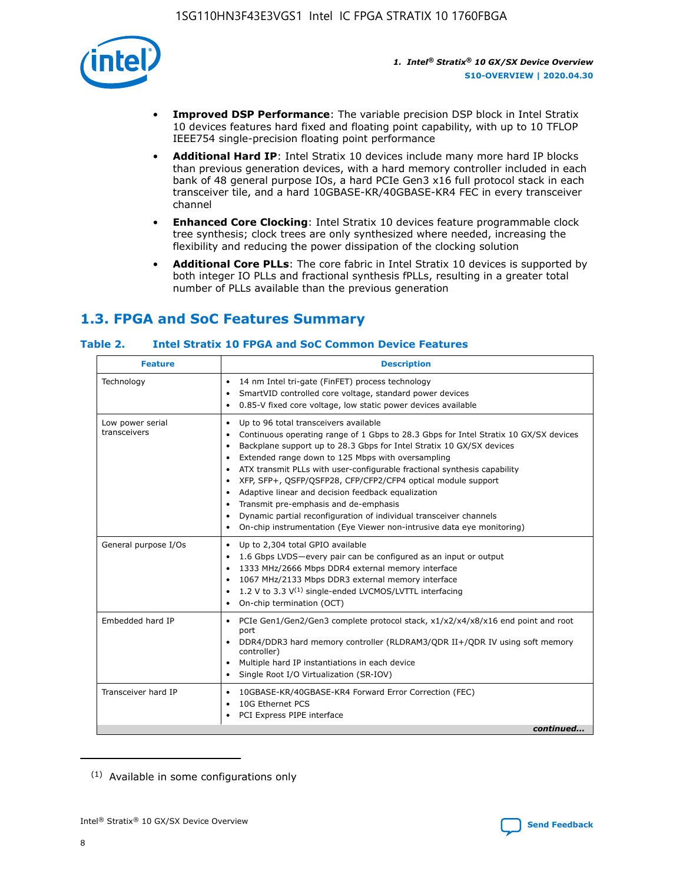- **Improved DSP Performance**: The variable precision DSP block in Intel Stratix 10 devices features hard fixed and floating point capability, with up to 10 TFLOP IEEE754 single-precision floating point performance
- **Additional Hard IP**: Intel Stratix 10 devices include many more hard IP blocks than previous generation devices, with a hard memory controller included in each bank of 48 general purpose IOs, a hard PCIe Gen3 x16 full protocol stack in each transceiver tile, and a hard 10GBASE-KR/40GBASE-KR4 FEC in every transceiver channel
- **Enhanced Core Clocking**: Intel Stratix 10 devices feature programmable clock tree synthesis; clock trees are only synthesized where needed, increasing the flexibility and reducing the power dissipation of the clocking solution
- **Additional Core PLLs**: The core fabric in Intel Stratix 10 devices is supported by both integer IO PLLs and fractional synthesis fPLLs, resulting in a greater total number of PLLs available than the previous generation

## 1.3. FPGA and SoC Features Summary

### Table 2. Intel Stratix 10 FPGA and SoC Common Device Features

| Feature | Description |
| --- | --- |
| Technology | • 14 nm Intel tri-gate (FinFET) process technology<br>• SmartVID controlled core voltage, standard power devices<br>• 0.85-V fixed core voltage, low static power devices available |
| Low power serial transceivers | • Up to 96 total transceivers available<br>• Continuous operating range of 1 Gbps to 28.3 Gbps for Intel Stratix 10 GX/SX devices<br>• Backplane support up to 28.3 Gbps for Intel Stratix 10 GX/SX devices<br>• Extended range down to 125 Mbps with oversampling<br>• ATX transmit PLLs with user-configurable fractional synthesis capability<br>• XFP, SFP+, QSFP/QSFP28, CFP/CFP2/CFP4 optical module support<br>• Adaptive linear and decision feedback equalization<br>• Transmit pre-emphasis and de-emphasis<br>• Dynamic partial reconfiguration of individual transceiver channels<br>• On-chip instrumentation (Eye Viewer non-intrusive data eye monitoring) |
| General purpose I/Os | • Up to 2,304 total GPIO available<br>• 1.6 Gbps LVDS—every pair can be configured as an input or output<br>• 1333 MHz/2666 Mbps DDR4 external memory interface<br>• 1067 MHz/2133 Mbps DDR3 external memory interface<br>• 1.2 V to 3.3 V[(1)] single-ended LVCMOS/LVTTL interfacing<br>• On-chip termination (OCT) |
| Embedded hard IP | • PCIe Gen1/Gen2/Gen3 complete protocol stack, x1/x2/x4/x8/x16 end point and root port<br>• DDR4/DDR3 hard memory controller (RLDRAM3/QDR II+/QDR IV using soft memory controller)<br>• Multiple hard IP instantiations in each device<br>• Single Root I/O Virtualization (SR-IOV) |
| Transceiver hard IP | • 10GBASE-KR/40GBASE-KR4 Forward Error Correction (FEC)<br>• 10G Ethernet PCS<br>• PCI Express PIPE interface |

*continued...*

(1) Available in some configurations only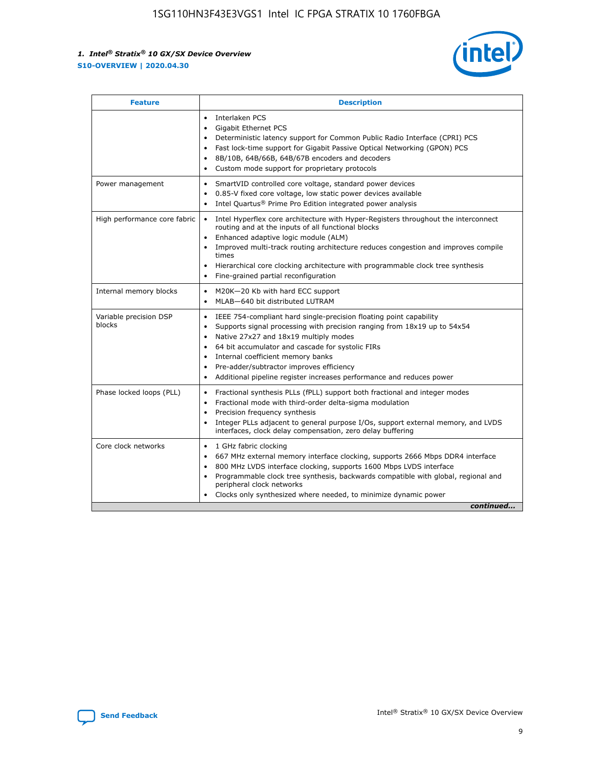| Feature | Description |
| --- | --- |
|  | • Interlaken PCS<br>• Gigabit Ethernet PCS<br>• Deterministic latency support for Common Public Radio Interface (CPRI) PCS<br>• Fast lock-time support for Gigabit Passive Optical Networking (GPON) PCS<br>• 8B/10B, 64B/66B, 64B/67B encoders and decoders<br>• Custom mode support for proprietary protocols |
| Power management | • SmartVID controlled core voltage, standard power devices<br>• 0.85-V fixed core voltage, low static power devices available<br>• Intel Quartus® Prime Pro Edition integrated power analysis |
| High performance core fabric | • Intel Hyperflex core architecture with Hyper-Registers throughout the interconnect routing and at the inputs of all functional blocks<br>• Enhanced adaptive logic module (ALM)<br>• Improved multi-track routing architecture reduces congestion and improves compile times<br>• Hierarchical core clocking architecture with programmable clock tree synthesis<br>• Fine-grained partial reconfiguration |
| Internal memory blocks | • M20K—20 Kb with hard ECC support<br>• MLAB—640 bit distributed LUTRAM |
| Variable precision DSP blocks | • IEEE 754-compliant hard single-precision floating point capability<br>• Supports signal processing with precision ranging from 18x19 up to 54x54<br>• Native 27x27 and 18x19 multiply modes<br>• 64 bit accumulator and cascade for systolic FIRs<br>• Internal coefficient memory banks<br>• Pre-adder/subtractor improves efficiency<br>• Additional pipeline register increases performance and reduces power |
| Phase locked loops (PLL) | • Fractional synthesis PLLs (fPLL) support both fractional and integer modes<br>• Fractional mode with third-order delta-sigma modulation<br>• Precision frequency synthesis<br>• Integer PLLs adjacent to general purpose I/Os, support external memory, and LVDS interfaces, clock delay compensation, zero delay buffering |
| Core clock networks | • 1 GHz fabric clocking<br>• 667 MHz external memory interface clocking, supports 2666 Mbps DDR4 interface<br>• 800 MHz LVDS interface clocking, supports 1600 Mbps LVDS interface<br>• Programmable clock tree synthesis, backwards compatible with global, regional and peripheral clock networks<br>• Clocks only synthesized where needed, to minimize dynamic power |

*continued...*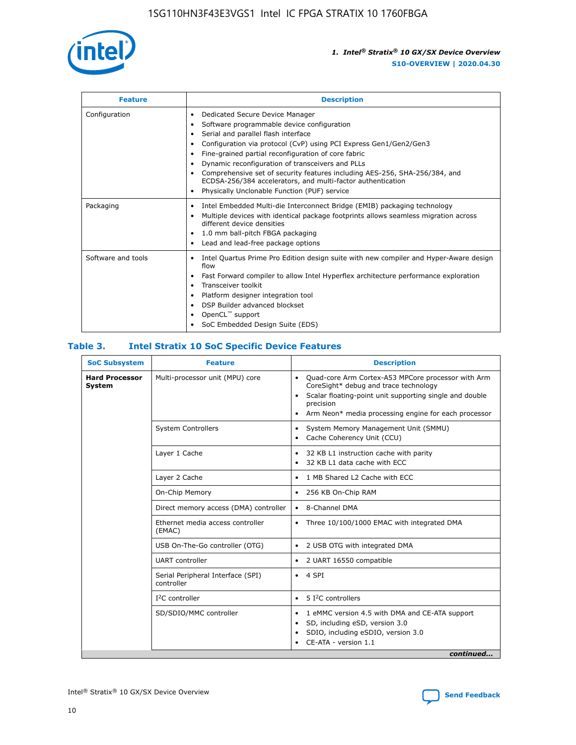| Feature | Description |
| --- | --- |
| Configuration | • Dedicated Secure Device Manager<br>• Software programmable device configuration<br>• Serial and parallel flash interface<br>• Configuration via protocol (CvP) using PCI Express Gen1/Gen2/Gen3<br>• Fine-grained partial reconfiguration of core fabric<br>• Dynamic reconfiguration of transceivers and PLLs<br>• Comprehensive set of security features including AES-256, SHA-256/384, and ECDSA-256/384 accelerators, and multi-factor authentication<br>• Physically Unclonable Function (PUF) service |
| Packaging | • Intel Embedded Multi-die Interconnect Bridge (EMIB) packaging technology<br>• Multiple devices with identical package footprints allows seamless migration across different device densities<br>• 1.0 mm ball-pitch FBGA packaging<br>• Lead and lead-free package options |
| Software and tools | • Intel Quartus Prime Pro Edition design suite with new compiler and Hyper-Aware design flow<br>• Fast Forward compiler to allow Intel Hyperflex architecture performance exploration<br>• Transceiver toolkit<br>• Platform designer integration tool<br>• DSP Builder advanced blockset<br>• OpenCL™ support<br>• SoC Embedded Design Suite (EDS) |

## Table 3. Intel Stratix 10 SoC Specific Device Features

| SoC Subsystem | Feature | Description |
| --- | --- | --- |
| **Hard Processor System** | Multi-processor unit (MPU) core | • Quad-core Arm Cortex-A53 MPCore processor with Arm CoreSight* debug and trace technology<br>• Scalar floating-point unit supporting single and double precision<br>• Arm Neon* media processing engine for each processor |
| | System Controllers | • System Memory Management Unit (SMMU)<br>• Cache Coherency Unit (CCU) |
| | Layer 1 Cache | • 32 KB L1 instruction cache with parity<br>• 32 KB L1 data cache with ECC |
| | Layer 2 Cache | • 1 MB Shared L2 Cache with ECC |
| | On-Chip Memory | • 256 KB On-Chip RAM |
| | Direct memory access (DMA) controller | • 8-Channel DMA |
| | Ethernet media access controller (EMAC) | • Three 10/100/1000 EMAC with integrated DMA |
| | USB On-The-Go controller (OTG) | • 2 USB OTG with integrated DMA |
| | UART controller | • 2 UART 16550 compatible |
| | Serial Peripheral Interface (SPI) controller | • 4 SPI |
| | I²C controller | • 5 I²C controllers |
| | SD/SDIO/MMC controller | • 1 eMMC version 4.5 with DMA and CE-ATA support<br>• SD, including eSD, version 3.0<br>• SDIO, including eSDIO, version 3.0<br>• CE-ATA - version 1.1 |

*continued...*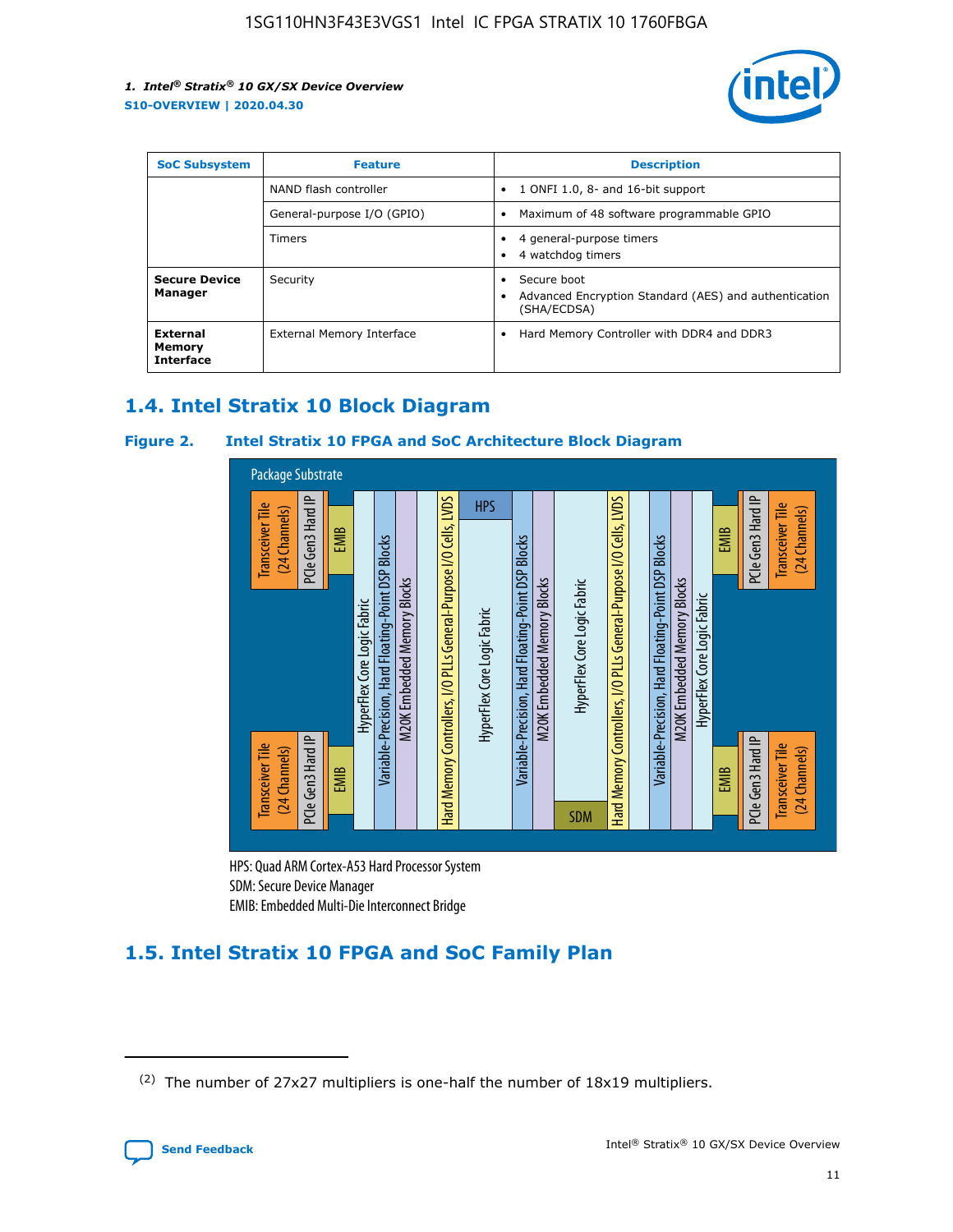| SoC Subsystem | Feature | Description |
| --- | --- | --- |
| | NAND flash controller | • 1 ONFI 1.0, 8- and 16-bit support |
| | General-purpose I/O (GPIO) | • Maximum of 48 software programmable GPIO |
| | Timers | • 4 general-purpose timers<br>• 4 watchdog timers |
| **Secure Device Manager** | Security | • Secure boot<br>• Advanced Encryption Standard (AES) and authentication (SHA/ECDSA) |
| **External Memory Interface** | External Memory Interface | • Hard Memory Controller with DDR4 and DDR3 |

## 1.4. Intel Stratix 10 Block Diagram

**Figure 2. Intel Stratix 10 FPGA and SoC Architecture Block Diagram**

Package Substrate

Transceiver Tile (24 Channels) | PCIe Gen3 Hard IP | EMIB | HyperFlex Core Logic Fabric | Variable-Precision, Hard Floating-Point DSP Blocks | M20K Embedded Memory Blocks | Hard Memory Controllers, I/O PLLs General-Purpose I/O Cells, LVDS | HPS | HyperFlex Core Logic Fabric | Variable-Precision, Hard Floating-Point DSP Blocks | M20K Embedded Memory Blocks | HyperFlex Core Logic Fabric | SDM | Hard Memory Controllers, I/O PLLs General-Purpose I/O Cells, LVDS | Variable-Precision, Hard Floating-Point DSP Blocks | M20K Embedded Memory Blocks | HyperFlex Core Logic Fabric | EMIB | PCIe Gen3 Hard IP | Transceiver Tile (24 Channels)

HPS: Quad ARM Cortex-A53 Hard Processor System
SDM: Secure Device Manager
EMIB: Embedded Multi-Die Interconnect Bridge

## 1.5. Intel Stratix 10 FPGA and SoC Family Plan

(2) The number of 27x27 multipliers is one-half the number of 18x19 multipliers.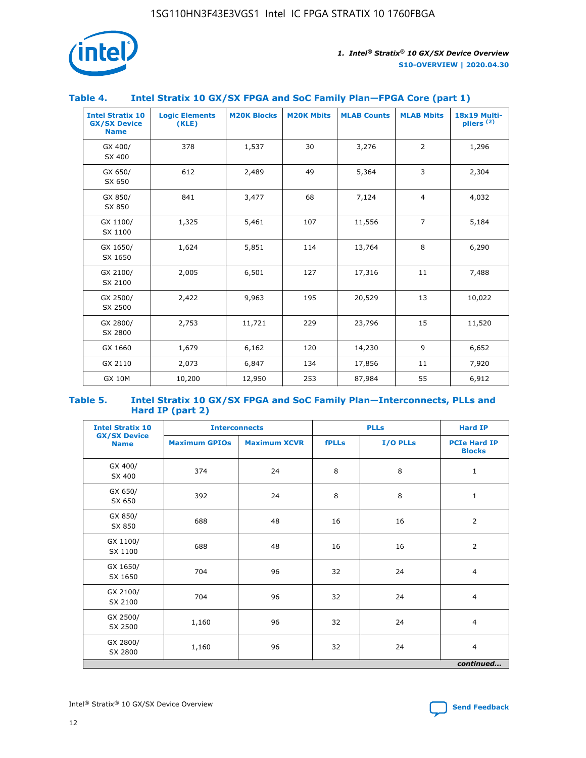### Table 4. Intel Stratix 10 GX/SX FPGA and SoC Family Plan—FPGA Core (part 1)

| Intel Stratix 10 GX/SX Device Name | Logic Elements (KLE) | M20K Blocks | M20K Mbits | MLAB Counts | MLAB Mbits | 18x19 Multi-pliers (2) |
|---|---|---|---|---|---|---|
| GX 400/ SX 400 | 378 | 1,537 | 30 | 3,276 | 2 | 1,296 |
| GX 650/ SX 650 | 612 | 2,489 | 49 | 5,364 | 3 | 2,304 |
| GX 850/ SX 850 | 841 | 3,477 | 68 | 7,124 | 4 | 4,032 |
| GX 1100/ SX 1100 | 1,325 | 5,461 | 107 | 11,556 | 7 | 5,184 |
| GX 1650/ SX 1650 | 1,624 | 5,851 | 114 | 13,764 | 8 | 6,290 |
| GX 2100/ SX 2100 | 2,005 | 6,501 | 127 | 17,316 | 11 | 7,488 |
| GX 2500/ SX 2500 | 2,422 | 9,963 | 195 | 20,529 | 13 | 10,022 |
| GX 2800/ SX 2800 | 2,753 | 11,721 | 229 | 23,796 | 15 | 11,520 |
| GX 1660 | 1,679 | 6,162 | 120 | 14,230 | 9 | 6,652 |
| GX 2110 | 2,073 | 6,847 | 134 | 17,856 | 11 | 7,920 |
| GX 10M | 10,200 | 12,950 | 253 | 87,984 | 55 | 6,912 |

### Table 5. Intel Stratix 10 GX/SX FPGA and SoC Family Plan—Interconnects, PLLs and Hard IP (part 2)

| Intel Stratix 10 GX/SX Device Name | Interconnects | | PLLs | | Hard IP |
|---|---|---|---|---|---|
| | Maximum GPIOs | Maximum XCVR | fPLLs | I/O PLLs | PCIe Hard IP Blocks |
| GX 400/ SX 400 | 374 | 24 | 8 | 8 | 1 |
| GX 650/ SX 650 | 392 | 24 | 8 | 8 | 1 |
| GX 850/ SX 850 | 688 | 48 | 16 | 16 | 2 |
| GX 1100/ SX 1100 | 688 | 48 | 16 | 16 | 2 |
| GX 1650/ SX 1650 | 704 | 96 | 32 | 24 | 4 |
| GX 2100/ SX 2100 | 704 | 96 | 32 | 24 | 4 |
| GX 2500/ SX 2500 | 1,160 | 96 | 32 | 24 | 4 |
| GX 2800/ SX 2800 | 1,160 | 96 | 32 | 24 | 4 |

*continued...*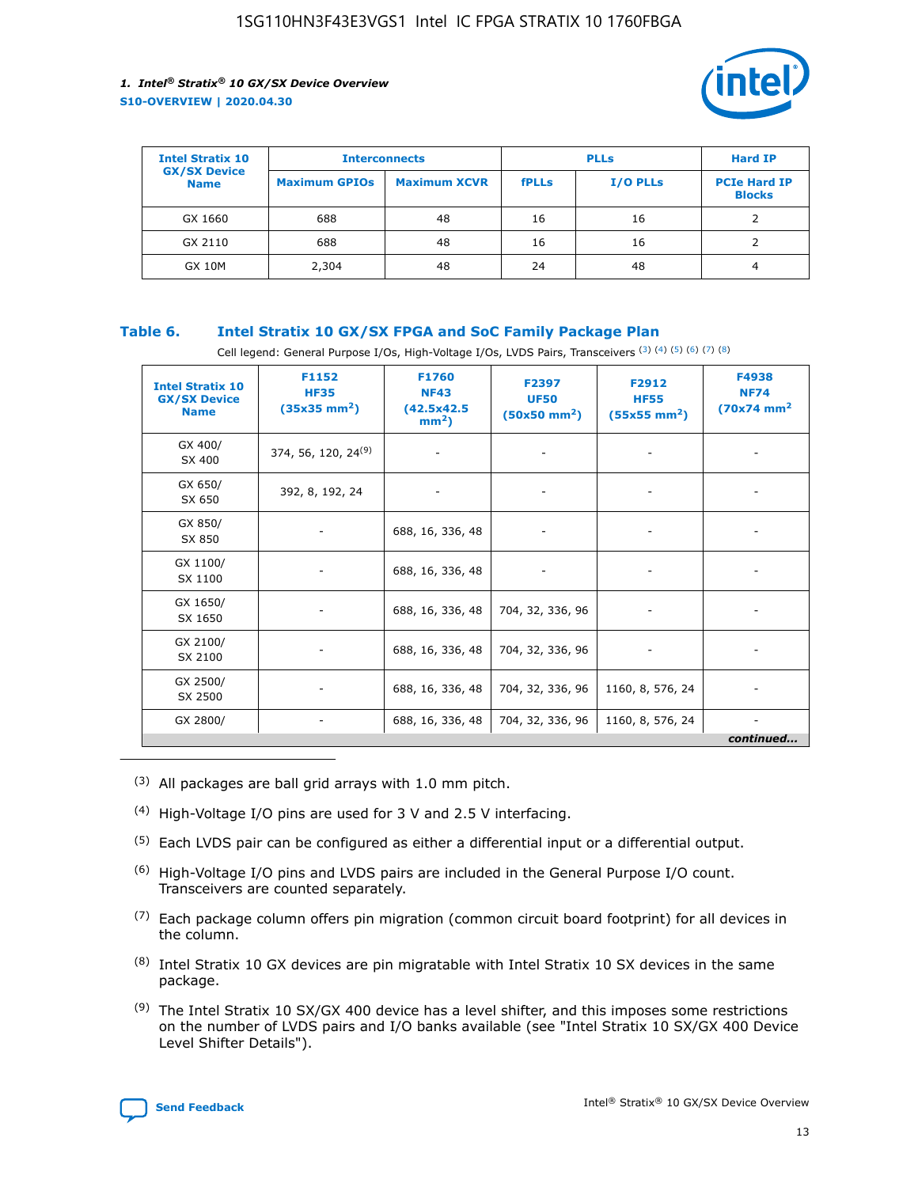| Intel Stratix 10 GX/SX Device Name | Interconnects | | PLLs | | Hard IP |
|---|---|---|---|---|---|
| | Maximum GPIOs | Maximum XCVR | fPLLs | I/O PLLs | PCIe Hard IP Blocks |
| GX 1660 | 688 | 48 | 16 | 16 | 2 |
| GX 2110 | 688 | 48 | 16 | 16 | 2 |
| GX 10M | 2,304 | 48 | 24 | 48 | 4 |

### Table 6. Intel Stratix 10 GX/SX FPGA and SoC Family Package Plan

Cell legend: General Purpose I/Os, High-Voltage I/Os, LVDS Pairs, Transceivers (3) (4) (5) (6) (7) (8)

| Intel Stratix 10 GX/SX Device Name | F1152 HF35 (35x35 mm²) | F1760 NF43 (42.5x42.5 mm²) | F2397 UF50 (50x50 mm²) | F2912 HF55 (55x55 mm²) | F4938 NF74 (70x74 mm²) |
|---|---|---|---|---|---|
| GX 400/ SX 400 | 374, 56, 120, 24[9] | - | - | - | - |
| GX 650/ SX 650 | 392, 8, 192, 24 | - | - | - | - |
| GX 850/ SX 850 | - | 688, 16, 336, 48 | - | - | - |
| GX 1100/ SX 1100 | - | 688, 16, 336, 48 | - | - | - |
| GX 1650/ SX 1650 | - | 688, 16, 336, 48 | 704, 32, 336, 96 | - | - |
| GX 2100/ SX 2100 | - | 688, 16, 336, 48 | 704, 32, 336, 96 | - | - |
| GX 2500/ SX 2500 | - | 688, 16, 336, 48 | 704, 32, 336, 96 | 1160, 8, 576, 24 | - |
| GX 2800/ | - | 688, 16, 336, 48 | 704, 32, 336, 96 | 1160, 8, 576, 24 | - |

*continued...*

(3) All packages are ball grid arrays with 1.0 mm pitch.

(4) High-Voltage I/O pins are used for 3 V and 2.5 V interfacing.

(5) Each LVDS pair can be configured as either a differential input or a differential output.

(6) High-Voltage I/O pins and LVDS pairs are included in the General Purpose I/O count. Transceivers are counted separately.

(7) Each package column offers pin migration (common circuit board footprint) for all devices in the column.

(8) Intel Stratix 10 GX devices are pin migratable with Intel Stratix 10 SX devices in the same package.

(9) The Intel Stratix 10 SX/GX 400 device has a level shifter, and this imposes some restrictions on the number of LVDS pairs and I/O banks available (see "Intel Stratix 10 SX/GX 400 Device Level Shifter Details").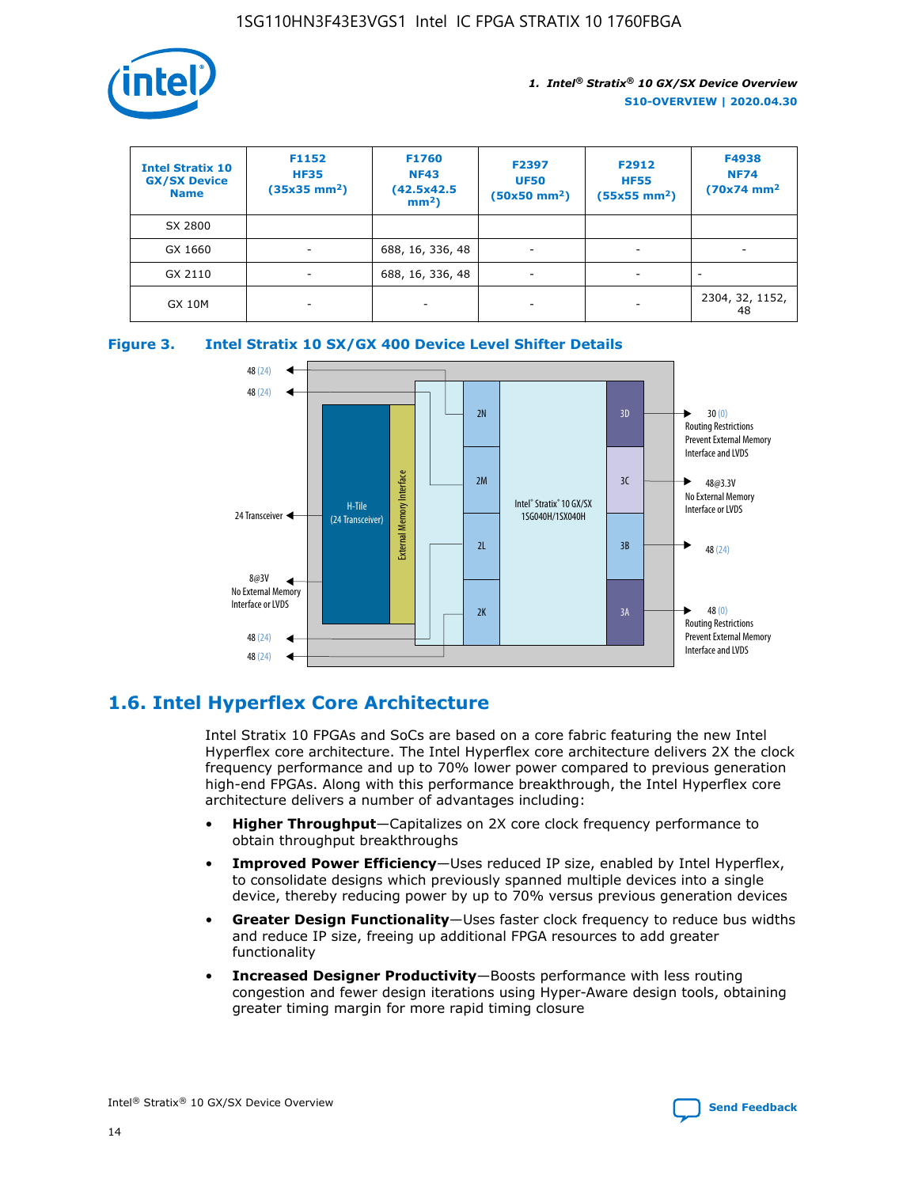| Intel Stratix 10 GX/SX Device Name | F1152 HF35 (35x35 mm²) | F1760 NF43 (42.5x42.5 mm²) | F2397 UF50 (50x50 mm²) | F2912 HF55 (55x55 mm²) | F4938 NF74 (70x74 mm² |
|---|---|---|---|---|---|
| SX 2800 | | | | | |
| GX 1660 | - | 688, 16, 336, 48 | - | - | - |
| GX 2110 | - | 688, 16, 336, 48 | - | - | - |
| GX 10M | - | - | - | - | 2304, 32, 1152, 48 |

**Figure 3. Intel Stratix 10 SX/GX 400 Device Level Shifter Details**

## 1.6. Intel Hyperflex Core Architecture

Intel Stratix 10 FPGAs and SoCs are based on a core fabric featuring the new Intel Hyperflex core architecture. The Intel Hyperflex core architecture delivers 2X the clock frequency performance and up to 70% lower power compared to previous generation high-end FPGAs. Along with this performance breakthrough, the Intel Hyperflex core architecture delivers a number of advantages including:

- **Higher Throughput**—Capitalizes on 2X core clock frequency performance to obtain throughput breakthroughs
- **Improved Power Efficiency**—Uses reduced IP size, enabled by Intel Hyperflex, to consolidate designs which previously spanned multiple devices into a single device, thereby reducing power by up to 70% versus previous generation devices
- **Greater Design Functionality**—Uses faster clock frequency to reduce bus widths and reduce IP size, freeing up additional FPGA resources to add greater functionality
- **Increased Designer Productivity**—Boosts performance with less routing congestion and fewer design iterations using Hyper-Aware design tools, obtaining greater timing margin for more rapid timing closure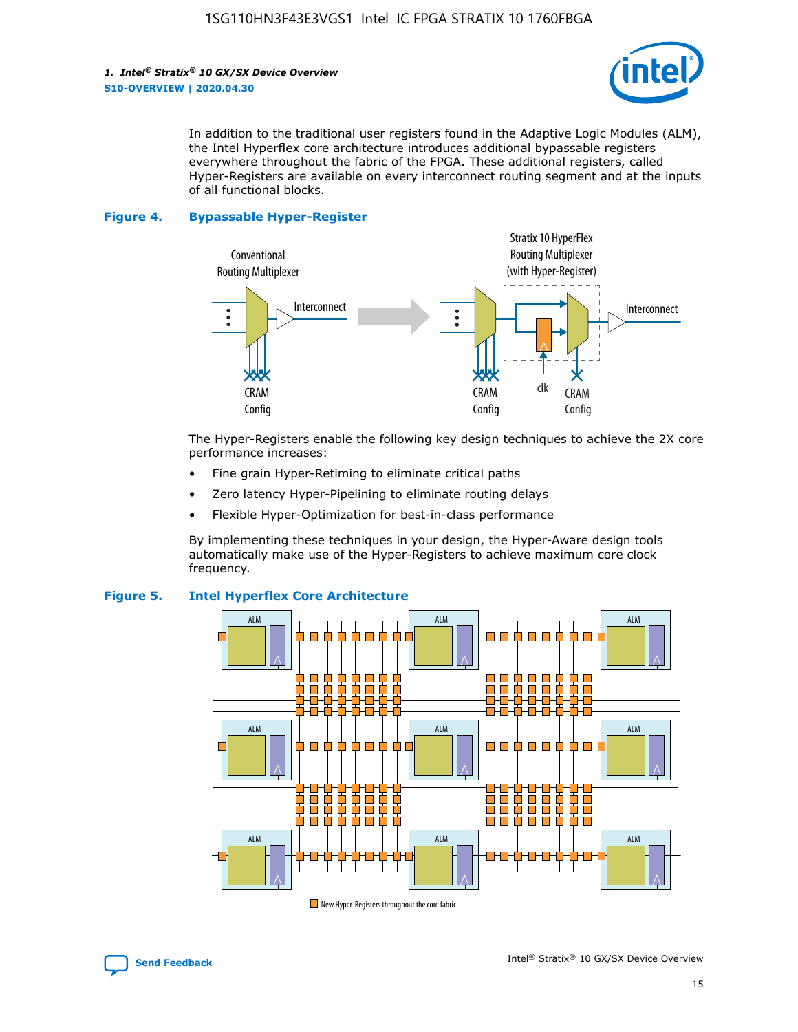In addition to the traditional user registers found in the Adaptive Logic Modules (ALM), the Intel Hyperflex core architecture introduces additional bypassable registers everywhere throughout the fabric of the FPGA. These additional registers, called Hyper-Registers are available on every interconnect routing segment and at the inputs of all functional blocks.

**Figure 4. Bypassable Hyper-Register**

The Hyper-Registers enable the following key design techniques to achieve the 2X core performance increases:

- Fine grain Hyper-Retiming to eliminate critical paths
- Zero latency Hyper-Pipelining to eliminate routing delays
- Flexible Hyper-Optimization for best-in-class performance

By implementing these techniques in your design, the Hyper-Aware design tools automatically make use of the Hyper-Registers to achieve maximum core clock frequency.

**Figure 5. Intel Hyperflex Core Architecture**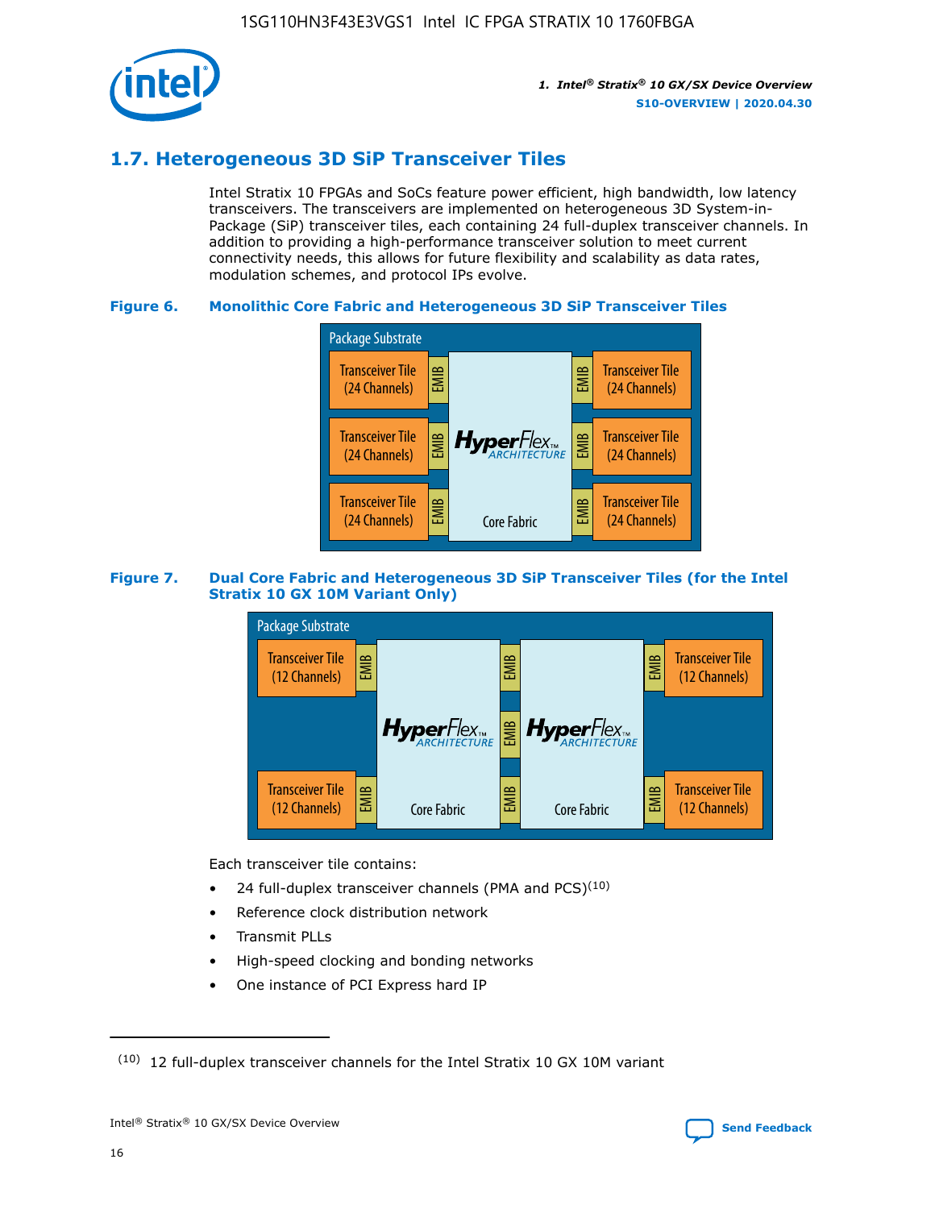## 1.7. Heterogeneous 3D SiP Transceiver Tiles

Intel Stratix 10 FPGAs and SoCs feature power efficient, high bandwidth, low latency transceivers. The transceivers are implemented on heterogeneous 3D System-in-Package (SiP) transceiver tiles, each containing 24 full-duplex transceiver channels. In addition to providing a high-performance transceiver solution to meet current connectivity needs, this allows for future flexibility and scalability as data rates, modulation schemes, and protocol IPs evolve.

**Figure 6. Monolithic Core Fabric and Heterogeneous 3D SiP Transceiver Tiles**

Package Substrate

Transceiver Tile (24 Channels) | EMIB | HyperFlex ARCHITECTURE Core Fabric | EMIB | Transceiver Tile (24 Channels)

Transceiver Tile (24 Channels) | EMIB | | EMIB | Transceiver Tile (24 Channels)

Transceiver Tile (24 Channels) | EMIB | | EMIB | Transceiver Tile (24 Channels)

**Figure 7. Dual Core Fabric and Heterogeneous 3D SiP Transceiver Tiles (for the Intel Stratix 10 GX 10M Variant Only)**

Package Substrate

Transceiver Tile (12 Channels) | EMIB | HyperFlex ARCHITECTURE Core Fabric | EMIB | HyperFlex ARCHITECTURE Core Fabric | EMIB | Transceiver Tile (12 Channels)

Transceiver Tile (12 Channels) | EMIB | | EMIB | | EMIB | Transceiver Tile (12 Channels)

Each transceiver tile contains:

- 24 full-duplex transceiver channels (PMA and PCS)[10]
- Reference clock distribution network
- Transmit PLLs
- High-speed clocking and bonding networks
- One instance of PCI Express hard IP

(10) 12 full-duplex transceiver channels for the Intel Stratix 10 GX 10M variant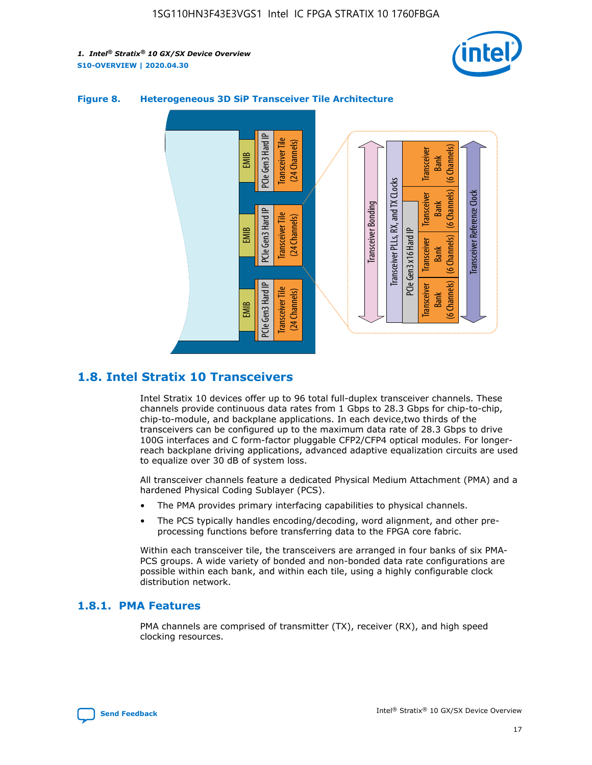**Figure 8. Heterogeneous 3D SiP Transceiver Tile Architecture**

## 1.8. Intel Stratix 10 Transceivers

Intel Stratix 10 devices offer up to 96 total full-duplex transceiver channels. These channels provide continuous data rates from 1 Gbps to 28.3 Gbps for chip-to-chip, chip-to-module, and backplane applications. In each device,two thirds of the transceivers can be configured up to the maximum data rate of 28.3 Gbps to drive 100G interfaces and C form-factor pluggable CFP2/CFP4 optical modules. For longer-reach backplane driving applications, advanced adaptive equalization circuits are used to equalize over 30 dB of system loss.

All transceiver channels feature a dedicated Physical Medium Attachment (PMA) and a hardened Physical Coding Sublayer (PCS).

- The PMA provides primary interfacing capabilities to physical channels.
- The PCS typically handles encoding/decoding, word alignment, and other pre-processing functions before transferring data to the FPGA core fabric.

Within each transceiver tile, the transceivers are arranged in four banks of six PMA-PCS groups. A wide variety of bonded and non-bonded data rate configurations are possible within each bank, and within each tile, using a highly configurable clock distribution network.

### 1.8.1. PMA Features

PMA channels are comprised of transmitter (TX), receiver (RX), and high speed clocking resources.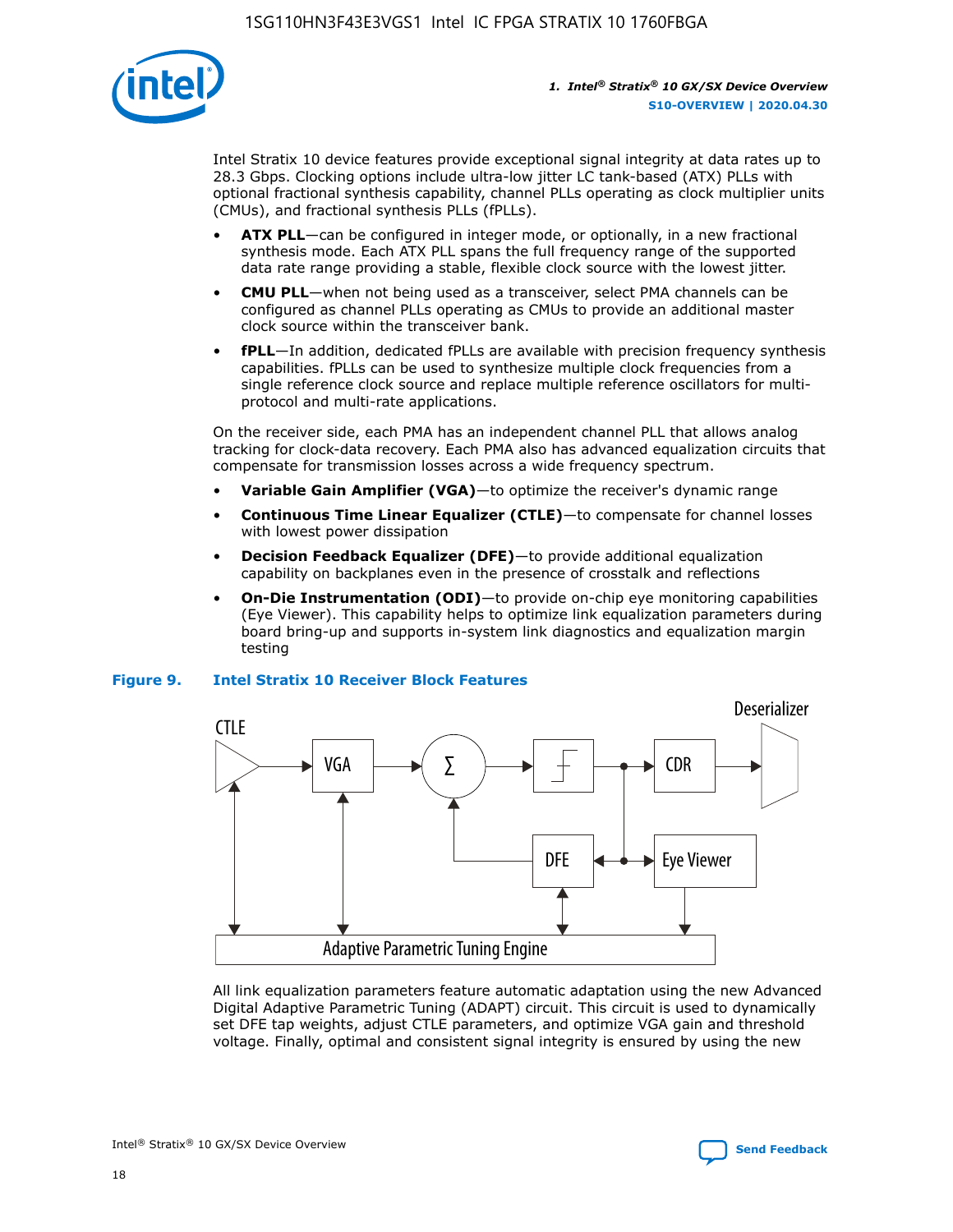Intel Stratix 10 device features provide exceptional signal integrity at data rates up to 28.3 Gbps. Clocking options include ultra-low jitter LC tank-based (ATX) PLLs with optional fractional synthesis capability, channel PLLs operating as clock multiplier units (CMUs), and fractional synthesis PLLs (fPLLs).

- **ATX PLL**—can be configured in integer mode, or optionally, in a new fractional synthesis mode. Each ATX PLL spans the full frequency range of the supported data rate range providing a stable, flexible clock source with the lowest jitter.
- **CMU PLL**—when not being used as a transceiver, select PMA channels can be configured as channel PLLs operating as CMUs to provide an additional master clock source within the transceiver bank.
- **fPLL**—In addition, dedicated fPLLs are available with precision frequency synthesis capabilities. fPLLs can be used to synthesize multiple clock frequencies from a single reference clock source and replace multiple reference oscillators for multi-protocol and multi-rate applications.

On the receiver side, each PMA has an independent channel PLL that allows analog tracking for clock-data recovery. Each PMA also has advanced equalization circuits that compensate for transmission losses across a wide frequency spectrum.

- **Variable Gain Amplifier (VGA)**—to optimize the receiver's dynamic range
- **Continuous Time Linear Equalizer (CTLE)**—to compensate for channel losses with lowest power dissipation
- **Decision Feedback Equalizer (DFE)**—to provide additional equalization capability on backplanes even in the presence of crosstalk and reflections
- **On-Die Instrumentation (ODI)**—to provide on-chip eye monitoring capabilities (Eye Viewer). This capability helps to optimize link equalization parameters during board bring-up and supports in-system link diagnostics and equalization margin testing

**Figure 9. Intel Stratix 10 Receiver Block Features**

All link equalization parameters feature automatic adaptation using the new Advanced Digital Adaptive Parametric Tuning (ADAPT) circuit. This circuit is used to dynamically set DFE tap weights, adjust CTLE parameters, and optimize VGA gain and threshold voltage. Finally, optimal and consistent signal integrity is ensured by using the new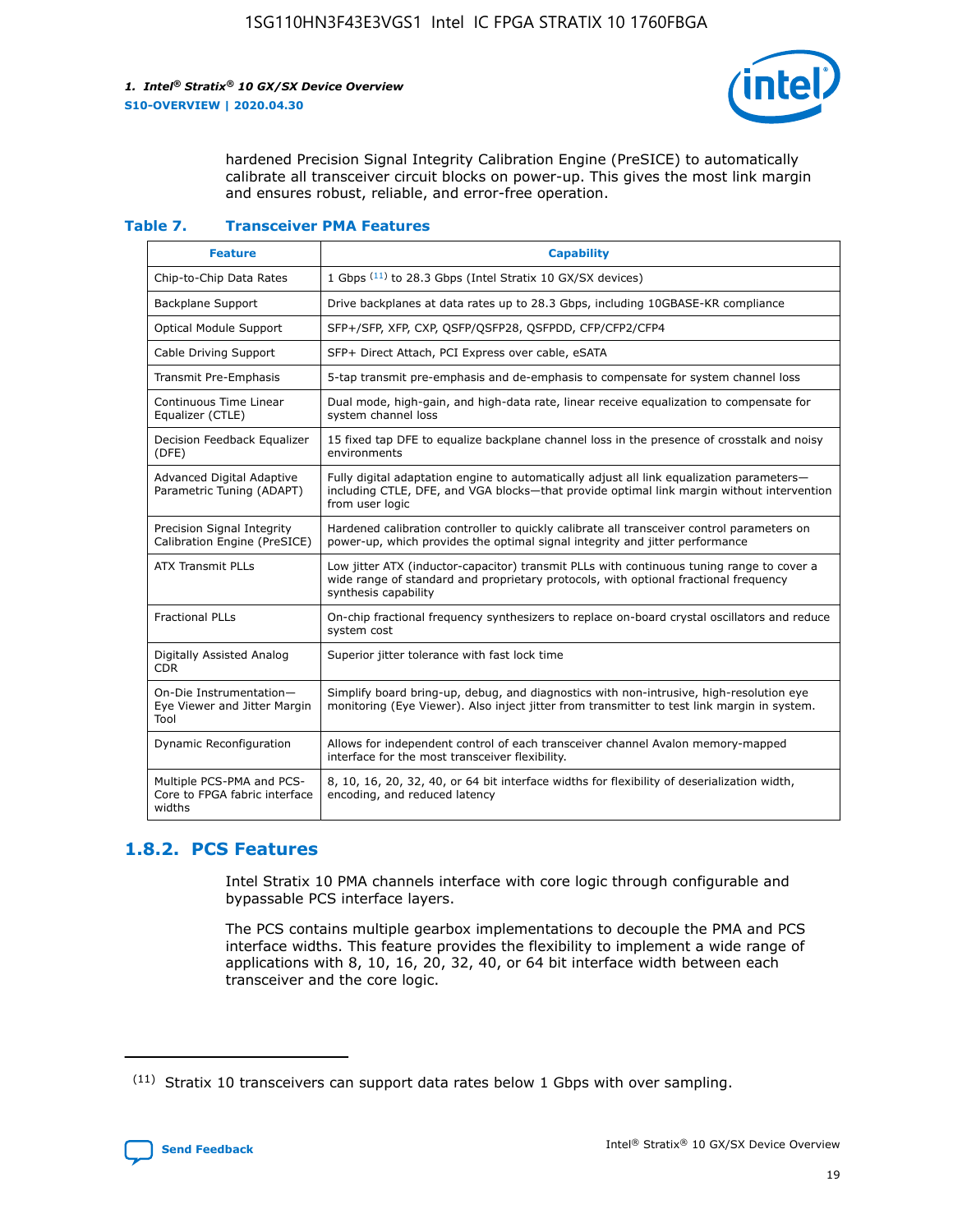hardened Precision Signal Integrity Calibration Engine (PreSICE) to automatically calibrate all transceiver circuit blocks on power-up. This gives the most link margin and ensures robust, reliable, and error-free operation.

**Table 7. Transceiver PMA Features**

| Feature | Capability |
| --- | --- |
| Chip-to-Chip Data Rates | 1 Gbps [11] to 28.3 Gbps (Intel Stratix 10 GX/SX devices) |
| Backplane Support | Drive backplanes at data rates up to 28.3 Gbps, including 10GBASE-KR compliance |
| Optical Module Support | SFP+/SFP, XFP, CXP, QSFP/QSFP28, QSFPDD, CFP/CFP2/CFP4 |
| Cable Driving Support | SFP+ Direct Attach, PCI Express over cable, eSATA |
| Transmit Pre-Emphasis | 5-tap transmit pre-emphasis and de-emphasis to compensate for system channel loss |
| Continuous Time Linear Equalizer (CTLE) | Dual mode, high-gain, and high-data rate, linear receive equalization to compensate for system channel loss |
| Decision Feedback Equalizer (DFE) | 15 fixed tap DFE to equalize backplane channel loss in the presence of crosstalk and noisy environments |
| Advanced Digital Adaptive Parametric Tuning (ADAPT) | Fully digital adaptation engine to automatically adjust all link equalization parameters—including CTLE, DFE, and VGA blocks—that provide optimal link margin without intervention from user logic |
| Precision Signal Integrity Calibration Engine (PreSICE) | Hardened calibration controller to quickly calibrate all transceiver control parameters on power-up, which provides the optimal signal integrity and jitter performance |
| ATX Transmit PLLs | Low jitter ATX (inductor-capacitor) transmit PLLs with continuous tuning range to cover a wide range of standard and proprietary protocols, with optional fractional frequency synthesis capability |
| Fractional PLLs | On-chip fractional frequency synthesizers to replace on-board crystal oscillators and reduce system cost |
| Digitally Assisted Analog CDR | Superior jitter tolerance with fast lock time |
| On-Die Instrumentation—Eye Viewer and Jitter Margin Tool | Simplify board bring-up, debug, and diagnostics with non-intrusive, high-resolution eye monitoring (Eye Viewer). Also inject jitter from transmitter to test link margin in system. |
| Dynamic Reconfiguration | Allows for independent control of each transceiver channel Avalon memory-mapped interface for the most transceiver flexibility. |
| Multiple PCS-PMA and PCS-Core to FPGA fabric interface widths | 8, 10, 16, 20, 32, 40, or 64 bit interface widths for flexibility of deserialization width, encoding, and reduced latency |

## 1.8.2. PCS Features

Intel Stratix 10 PMA channels interface with core logic through configurable and bypassable PCS interface layers.

The PCS contains multiple gearbox implementations to decouple the PMA and PCS interface widths. This feature provides the flexibility to implement a wide range of applications with 8, 10, 16, 20, 32, 40, or 64 bit interface width between each transceiver and the core logic.

(11) Stratix 10 transceivers can support data rates below 1 Gbps with over sampling.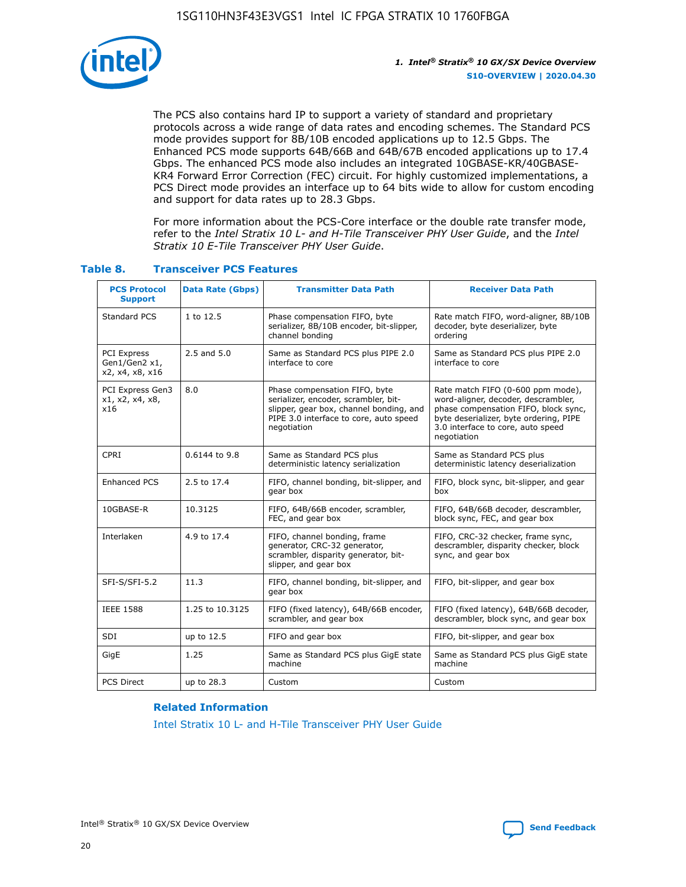The PCS also contains hard IP to support a variety of standard and proprietary protocols across a wide range of data rates and encoding schemes. The Standard PCS mode provides support for 8B/10B encoded applications up to 12.5 Gbps. The Enhanced PCS mode supports 64B/66B and 64B/67B encoded applications up to 17.4 Gbps. The enhanced PCS mode also includes an integrated 10GBASE-KR/40GBASE-KR4 Forward Error Correction (FEC) circuit. For highly customized implementations, a PCS Direct mode provides an interface up to 64 bits wide to allow for custom encoding and support for data rates up to 28.3 Gbps.

For more information about the PCS-Core interface or the double rate transfer mode, refer to the *Intel Stratix 10 L- and H-Tile Transceiver PHY User Guide*, and the *Intel Stratix 10 E-Tile Transceiver PHY User Guide*.

### Table 8. Transceiver PCS Features

| PCS Protocol Support | Data Rate (Gbps) | Transmitter Data Path | Receiver Data Path |
|---|---|---|---|
| Standard PCS | 1 to 12.5 | Phase compensation FIFO, byte serializer, 8B/10B encoder, bit-slipper, channel bonding | Rate match FIFO, word-aligner, 8B/10B decoder, byte deserializer, byte ordering |
| PCI Express Gen1/Gen2 x1, x2, x4, x8, x16 | 2.5 and 5.0 | Same as Standard PCS plus PIPE 2.0 interface to core | Same as Standard PCS plus PIPE 2.0 interface to core |
| PCI Express Gen3 x1, x2, x4, x8, x16 | 8.0 | Phase compensation FIFO, byte serializer, encoder, scrambler, bit-slipper, gear box, channel bonding, and PIPE 3.0 interface to core, auto speed negotiation | Rate match FIFO (0-600 ppm mode), word-aligner, decoder, descrambler, phase compensation FIFO, block sync, byte deserializer, byte ordering, PIPE 3.0 interface to core, auto speed negotiation |
| CPRI | 0.6144 to 9.8 | Same as Standard PCS plus deterministic latency serialization | Same as Standard PCS plus deterministic latency deserialization |
| Enhanced PCS | 2.5 to 17.4 | FIFO, channel bonding, bit-slipper, and gear box | FIFO, block sync, bit-slipper, and gear box |
| 10GBASE-R | 10.3125 | FIFO, 64B/66B encoder, scrambler, FEC, and gear box | FIFO, 64B/66B decoder, descrambler, block sync, FEC, and gear box |
| Interlaken | 4.9 to 17.4 | FIFO, channel bonding, frame generator, CRC-32 generator, scrambler, disparity generator, bit-slipper, and gear box | FIFO, CRC-32 checker, frame sync, descrambler, disparity checker, block sync, and gear box |
| SFI-S/SFI-5.2 | 11.3 | FIFO, channel bonding, bit-slipper, and gear box | FIFO, bit-slipper, and gear box |
| IEEE 1588 | 1.25 to 10.3125 | FIFO (fixed latency), 64B/66B encoder, scrambler, and gear box | FIFO (fixed latency), 64B/66B decoder, descrambler, block sync, and gear box |
| SDI | up to 12.5 | FIFO and gear box | FIFO, bit-slipper, and gear box |
| GigE | 1.25 | Same as Standard PCS plus GigE state machine | Same as Standard PCS plus GigE state machine |
| PCS Direct | up to 28.3 | Custom | Custom |

#### Related Information

Intel Stratix 10 L- and H-Tile Transceiver PHY User Guide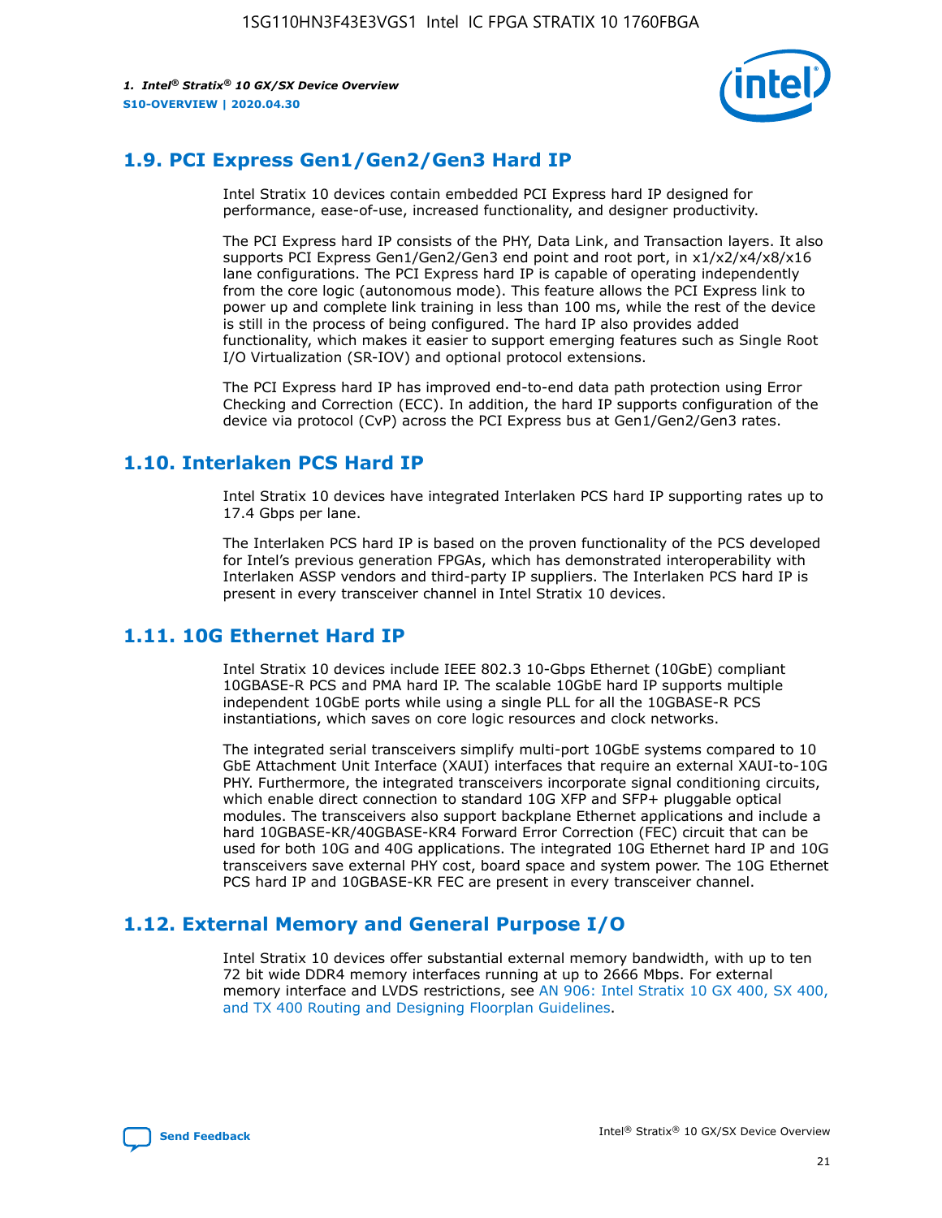## 1.9. PCI Express Gen1/Gen2/Gen3 Hard IP

Intel Stratix 10 devices contain embedded PCI Express hard IP designed for performance, ease-of-use, increased functionality, and designer productivity.

The PCI Express hard IP consists of the PHY, Data Link, and Transaction layers. It also supports PCI Express Gen1/Gen2/Gen3 end point and root port, in x1/x2/x4/x8/x16 lane configurations. The PCI Express hard IP is capable of operating independently from the core logic (autonomous mode). This feature allows the PCI Express link to power up and complete link training in less than 100 ms, while the rest of the device is still in the process of being configured. The hard IP also provides added functionality, which makes it easier to support emerging features such as Single Root I/O Virtualization (SR-IOV) and optional protocol extensions.

The PCI Express hard IP has improved end-to-end data path protection using Error Checking and Correction (ECC). In addition, the hard IP supports configuration of the device via protocol (CvP) across the PCI Express bus at Gen1/Gen2/Gen3 rates.

## 1.10. Interlaken PCS Hard IP

Intel Stratix 10 devices have integrated Interlaken PCS hard IP supporting rates up to 17.4 Gbps per lane.

The Interlaken PCS hard IP is based on the proven functionality of the PCS developed for Intel's previous generation FPGAs, which has demonstrated interoperability with Interlaken ASSP vendors and third-party IP suppliers. The Interlaken PCS hard IP is present in every transceiver channel in Intel Stratix 10 devices.

## 1.11. 10G Ethernet Hard IP

Intel Stratix 10 devices include IEEE 802.3 10-Gbps Ethernet (10GbE) compliant 10GBASE-R PCS and PMA hard IP. The scalable 10GbE hard IP supports multiple independent 10GbE ports while using a single PLL for all the 10GBASE-R PCS instantiations, which saves on core logic resources and clock networks.

The integrated serial transceivers simplify multi-port 10GbE systems compared to 10 GbE Attachment Unit Interface (XAUI) interfaces that require an external XAUI-to-10G PHY. Furthermore, the integrated transceivers incorporate signal conditioning circuits, which enable direct connection to standard 10G XFP and SFP+ pluggable optical modules. The transceivers also support backplane Ethernet applications and include a hard 10GBASE-KR/40GBASE-KR4 Forward Error Correction (FEC) circuit that can be used for both 10G and 40G applications. The integrated 10G Ethernet hard IP and 10G transceivers save external PHY cost, board space and system power. The 10G Ethernet PCS hard IP and 10GBASE-KR FEC are present in every transceiver channel.

## 1.12. External Memory and General Purpose I/O

Intel Stratix 10 devices offer substantial external memory bandwidth, with up to ten 72 bit wide DDR4 memory interfaces running at up to 2666 Mbps. For external memory interface and LVDS restrictions, see AN 906: Intel Stratix 10 GX 400, SX 400, and TX 400 Routing and Designing Floorplan Guidelines.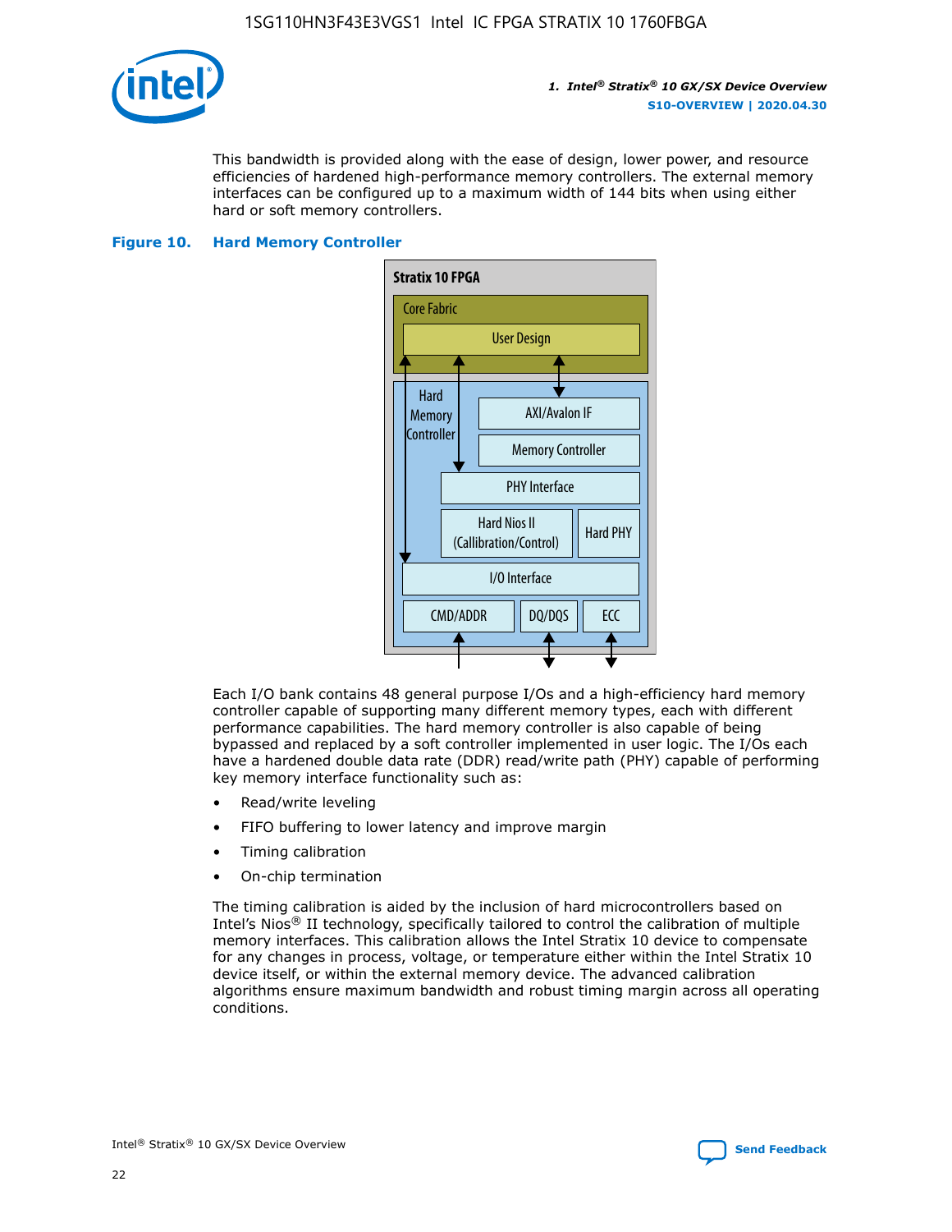This bandwidth is provided along with the ease of design, lower power, and resource efficiencies of hardened high-performance memory controllers. The external memory interfaces can be configured up to a maximum width of 144 bits when using either hard or soft memory controllers.

**Figure 10. Hard Memory Controller**

Stratix 10 FPGA

Core Fabric

User Design

Hard Memory Controller

AXI/Avalon IF

Memory Controller

PHY Interface

Hard Nios II (Callibration/Control)

Hard PHY

I/O Interface

CMD/ADDR

DQ/DQS

ECC

Each I/O bank contains 48 general purpose I/Os and a high-efficiency hard memory controller capable of supporting many different memory types, each with different performance capabilities. The hard memory controller is also capable of being bypassed and replaced by a soft controller implemented in user logic. The I/Os each have a hardened double data rate (DDR) read/write path (PHY) capable of performing key memory interface functionality such as:

- Read/write leveling
- FIFO buffering to lower latency and improve margin
- Timing calibration
- On-chip termination

The timing calibration is aided by the inclusion of hard microcontrollers based on Intel's Nios® II technology, specifically tailored to control the calibration of multiple memory interfaces. This calibration allows the Intel Stratix 10 device to compensate for any changes in process, voltage, or temperature either within the Intel Stratix 10 device itself, or within the external memory device. The advanced calibration algorithms ensure maximum bandwidth and robust timing margin across all operating conditions.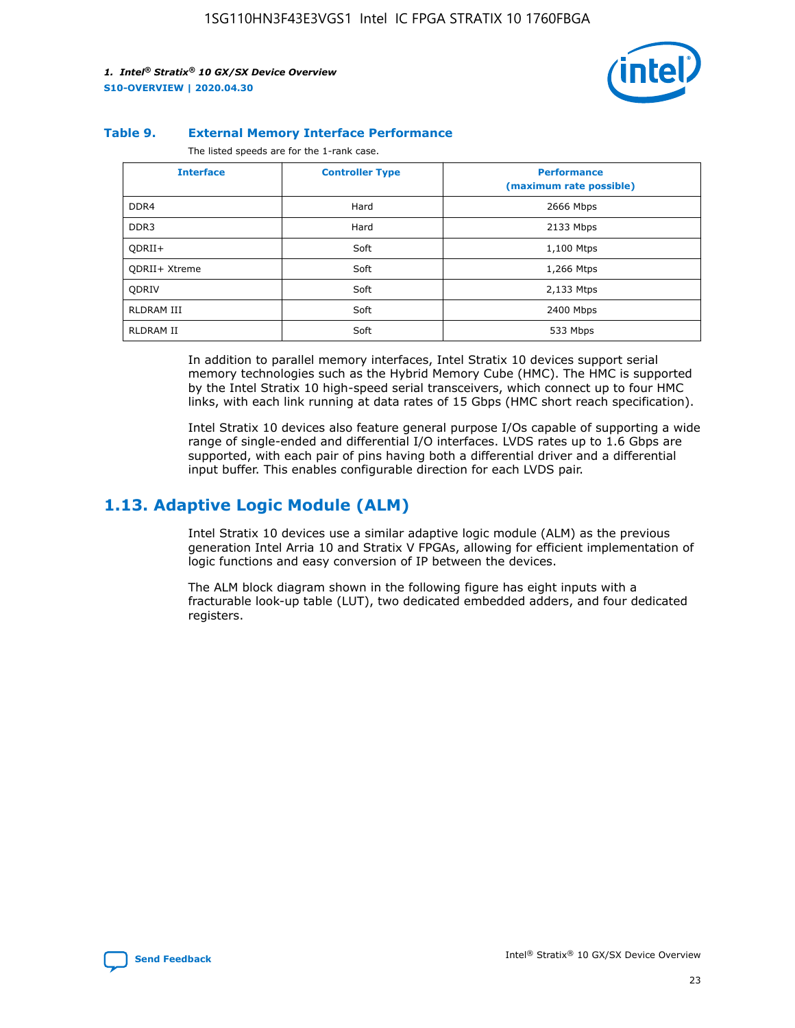**Table 9. External Memory Interface Performance**

The listed speeds are for the 1-rank case.

| Interface | Controller Type | Performance (maximum rate possible) |
|---|---|---|
| DDR4 | Hard | 2666 Mbps |
| DDR3 | Hard | 2133 Mbps |
| QDRII+ | Soft | 1,100 Mtps |
| QDRII+ Xtreme | Soft | 1,266 Mtps |
| QDRIV | Soft | 2,133 Mtps |
| RLDRAM III | Soft | 2400 Mbps |
| RLDRAM II | Soft | 533 Mbps |

In addition to parallel memory interfaces, Intel Stratix 10 devices support serial memory technologies such as the Hybrid Memory Cube (HMC). The HMC is supported by the Intel Stratix 10 high-speed serial transceivers, which connect up to four HMC links, with each link running at data rates of 15 Gbps (HMC short reach specification).

Intel Stratix 10 devices also feature general purpose I/Os capable of supporting a wide range of single-ended and differential I/O interfaces. LVDS rates up to 1.6 Gbps are supported, with each pair of pins having both a differential driver and a differential input buffer. This enables configurable direction for each LVDS pair.

## 1.13. Adaptive Logic Module (ALM)

Intel Stratix 10 devices use a similar adaptive logic module (ALM) as the previous generation Intel Arria 10 and Stratix V FPGAs, allowing for efficient implementation of logic functions and easy conversion of IP between the devices.

The ALM block diagram shown in the following figure has eight inputs with a fracturable look-up table (LUT), two dedicated embedded adders, and four dedicated registers.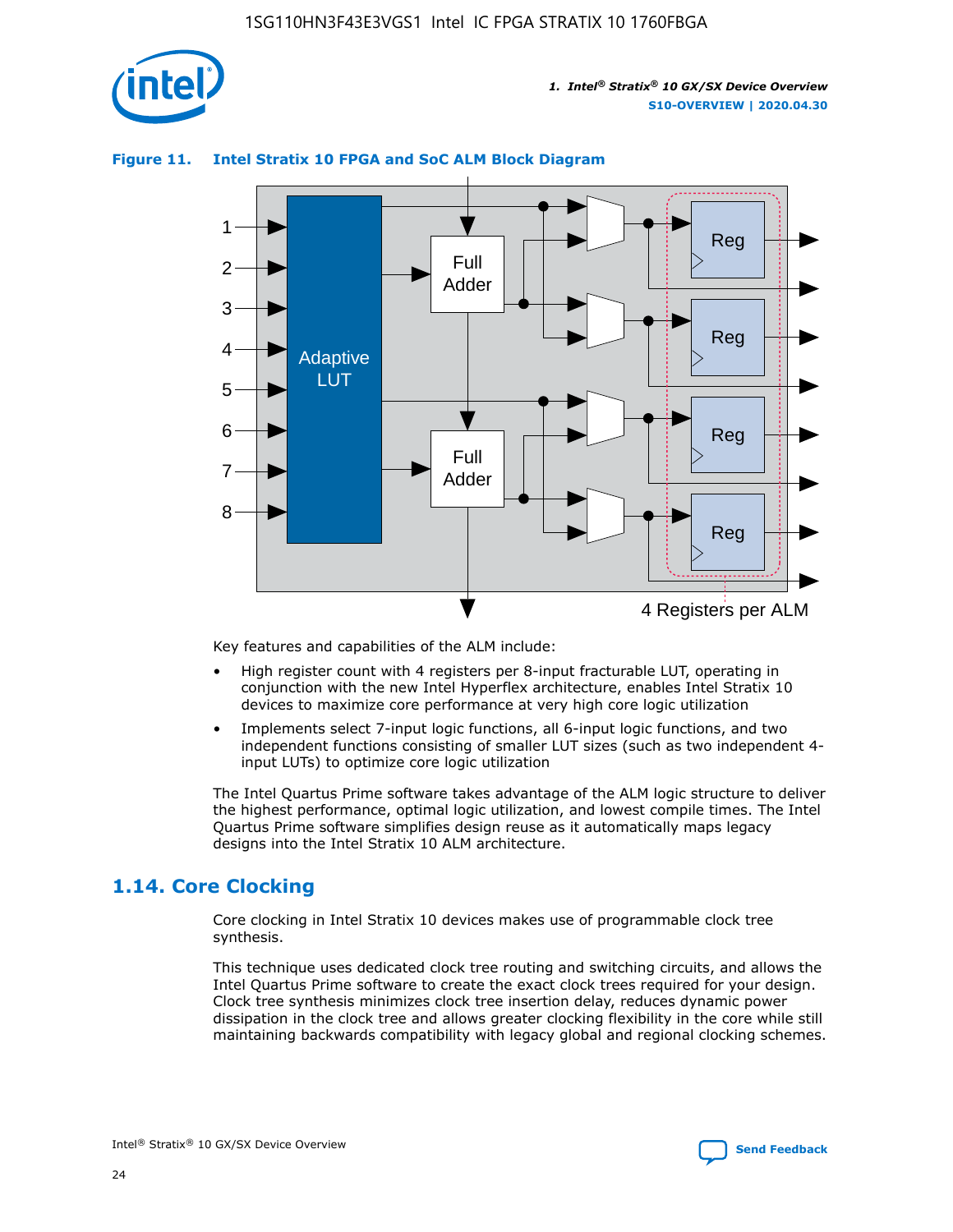**Figure 11. Intel Stratix 10 FPGA and SoC ALM Block Diagram**

Key features and capabilities of the ALM include:

- High register count with 4 registers per 8-input fracturable LUT, operating in conjunction with the new Intel Hyperflex architecture, enables Intel Stratix 10 devices to maximize core performance at very high core logic utilization
- Implements select 7-input logic functions, all 6-input logic functions, and two independent functions consisting of smaller LUT sizes (such as two independent 4-input LUTs) to optimize core logic utilization

The Intel Quartus Prime software takes advantage of the ALM logic structure to deliver the highest performance, optimal logic utilization, and lowest compile times. The Intel Quartus Prime software simplifies design reuse as it automatically maps legacy designs into the Intel Stratix 10 ALM architecture.

## 1.14. Core Clocking

Core clocking in Intel Stratix 10 devices makes use of programmable clock tree synthesis.

This technique uses dedicated clock tree routing and switching circuits, and allows the Intel Quartus Prime software to create the exact clock trees required for your design. Clock tree synthesis minimizes clock tree insertion delay, reduces dynamic power dissipation in the clock tree and allows greater clocking flexibility in the core while still maintaining backwards compatibility with legacy global and regional clocking schemes.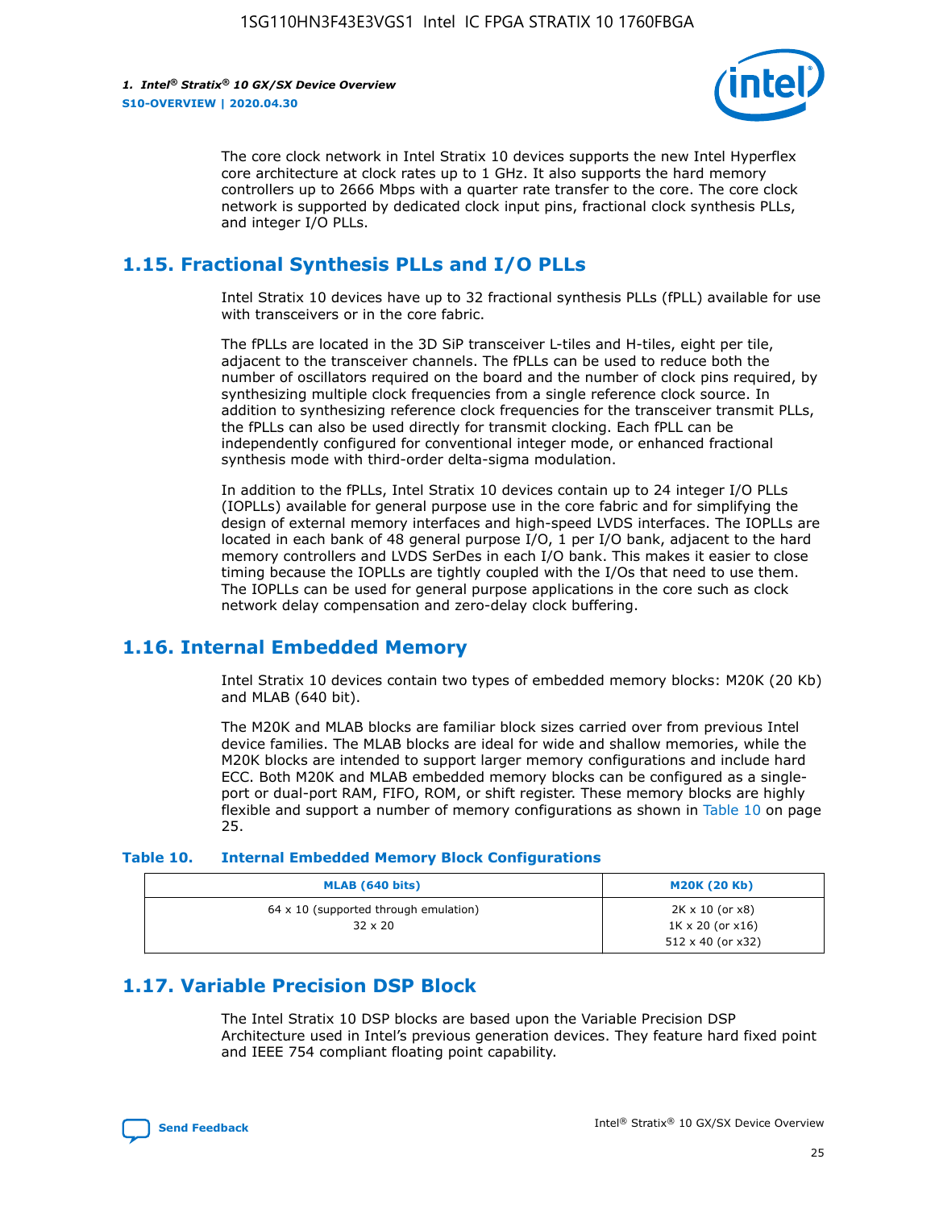The core clock network in Intel Stratix 10 devices supports the new Intel Hyperflex core architecture at clock rates up to 1 GHz. It also supports the hard memory controllers up to 2666 Mbps with a quarter rate transfer to the core. The core clock network is supported by dedicated clock input pins, fractional clock synthesis PLLs, and integer I/O PLLs.

## 1.15. Fractional Synthesis PLLs and I/O PLLs

Intel Stratix 10 devices have up to 32 fractional synthesis PLLs (fPLL) available for use with transceivers or in the core fabric.

The fPLLs are located in the 3D SiP transceiver L-tiles and H-tiles, eight per tile, adjacent to the transceiver channels. The fPLLs can be used to reduce both the number of oscillators required on the board and the number of clock pins required, by synthesizing multiple clock frequencies from a single reference clock source. In addition to synthesizing reference clock frequencies for the transceiver transmit PLLs, the fPLLs can also be used directly for transmit clocking. Each fPLL can be independently configured for conventional integer mode, or enhanced fractional synthesis mode with third-order delta-sigma modulation.

In addition to the fPLLs, Intel Stratix 10 devices contain up to 24 integer I/O PLLs (IOPLLs) available for general purpose use in the core fabric and for simplifying the design of external memory interfaces and high-speed LVDS interfaces. The IOPLLs are located in each bank of 48 general purpose I/O, 1 per I/O bank, adjacent to the hard memory controllers and LVDS SerDes in each I/O bank. This makes it easier to close timing because the IOPLLs are tightly coupled with the I/Os that need to use them. The IOPLLs can be used for general purpose applications in the core such as clock network delay compensation and zero-delay clock buffering.

## 1.16. Internal Embedded Memory

Intel Stratix 10 devices contain two types of embedded memory blocks: M20K (20 Kb) and MLAB (640 bit).

The M20K and MLAB blocks are familiar block sizes carried over from previous Intel device families. The MLAB blocks are ideal for wide and shallow memories, while the M20K blocks are intended to support larger memory configurations and include hard ECC. Both M20K and MLAB embedded memory blocks can be configured as a single-port or dual-port RAM, FIFO, ROM, or shift register. These memory blocks are highly flexible and support a number of memory configurations as shown in Table 10 on page 25.

**Table 10. Internal Embedded Memory Block Configurations**

| MLAB (640 bits) | M20K (20 Kb) |
|---|---|
| 64 x 10 (supported through emulation)<br>32 x 20 | 2K x 10 (or x8)<br>1K x 20 (or x16)<br>512 x 40 (or x32) |

## 1.17. Variable Precision DSP Block

The Intel Stratix 10 DSP blocks are based upon the Variable Precision DSP Architecture used in Intel's previous generation devices. They feature hard fixed point and IEEE 754 compliant floating point capability.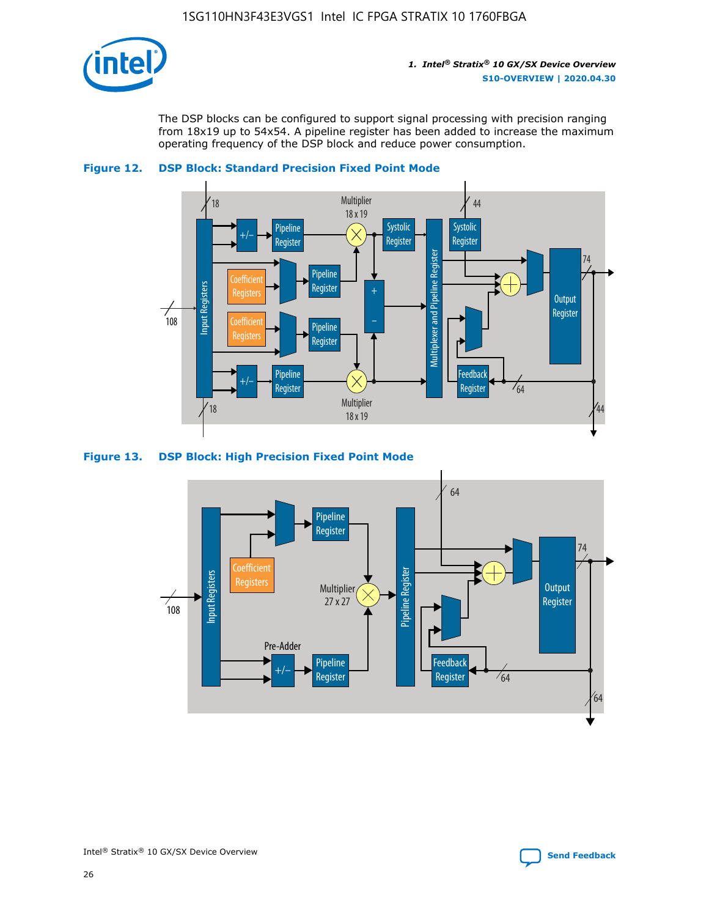The DSP blocks can be configured to support signal processing with precision ranging from 18x19 up to 54x54. A pipeline register has been added to increase the maximum operating frequency of the DSP block and reduce power consumption.

**Figure 12. DSP Block: Standard Precision Fixed Point Mode**

**Figure 13. DSP Block: High Precision Fixed Point Mode**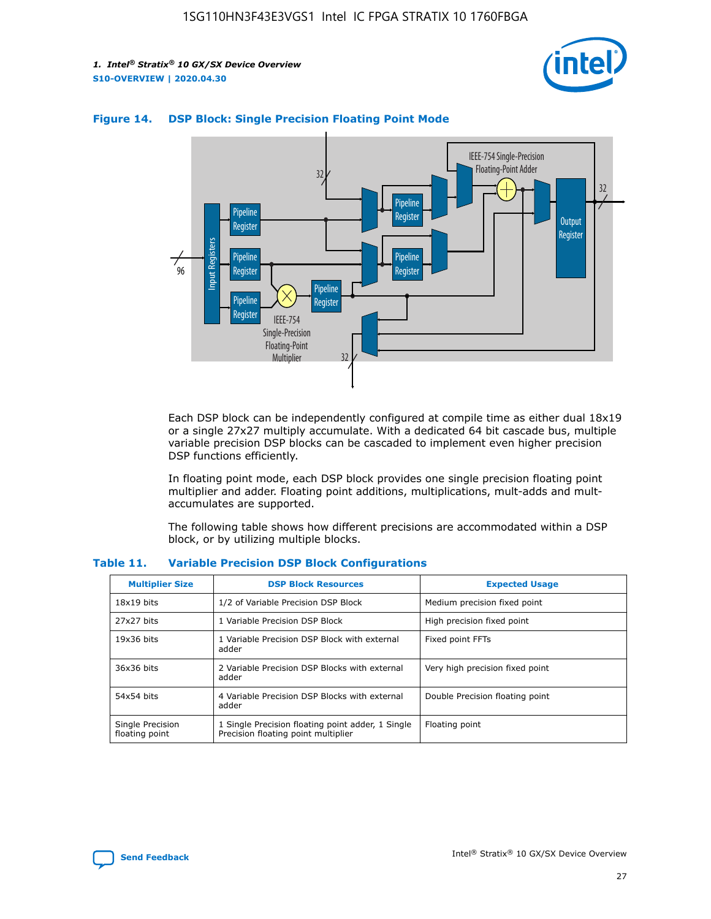**Figure 14. DSP Block: Single Precision Floating Point Mode**

Each DSP block can be independently configured at compile time as either dual 18x19 or a single 27x27 multiply accumulate. With a dedicated 64 bit cascade bus, multiple variable precision DSP blocks can be cascaded to implement even higher precision DSP functions efficiently.

In floating point mode, each DSP block provides one single precision floating point multiplier and adder. Floating point additions, multiplications, mult-adds and mult-accumulates are supported.

The following table shows how different precisions are accommodated within a DSP block, or by utilizing multiple blocks.

**Table 11. Variable Precision DSP Block Configurations**

| Multiplier Size | DSP Block Resources | Expected Usage |
|---|---|---|
| 18x19 bits | 1/2 of Variable Precision DSP Block | Medium precision fixed point |
| 27x27 bits | 1 Variable Precision DSP Block | High precision fixed point |
| 19x36 bits | 1 Variable Precision DSP Block with external adder | Fixed point FFTs |
| 36x36 bits | 2 Variable Precision DSP Blocks with external adder | Very high precision fixed point |
| 54x54 bits | 4 Variable Precision DSP Blocks with external adder | Double Precision floating point |
| Single Precision floating point | 1 Single Precision floating point adder, 1 Single Precision floating point multiplier | Floating point |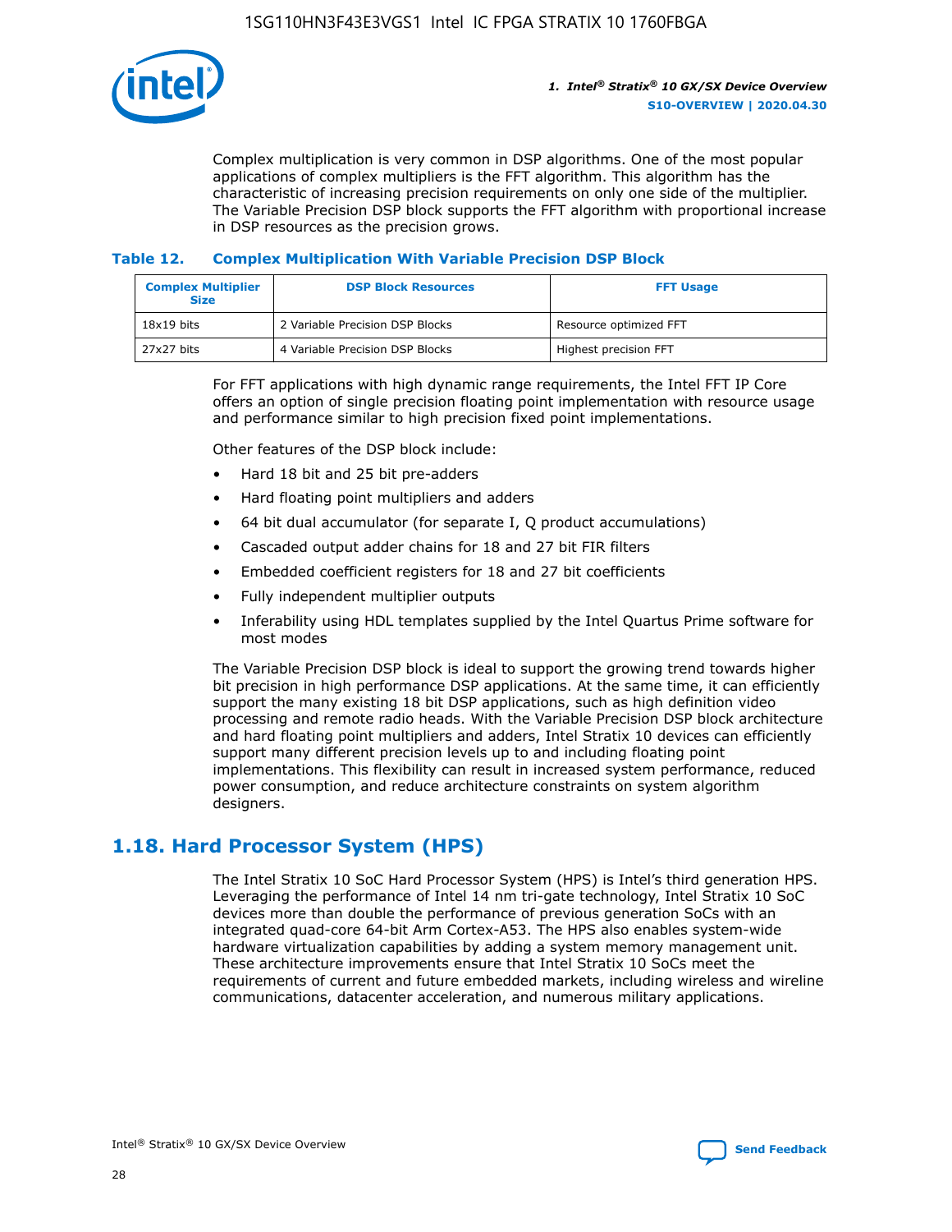Complex multiplication is very common in DSP algorithms. One of the most popular applications of complex multipliers is the FFT algorithm. This algorithm has the characteristic of increasing precision requirements on only one side of the multiplier. The Variable Precision DSP block supports the FFT algorithm with proportional increase in DSP resources as the precision grows.

**Table 12. Complex Multiplication With Variable Precision DSP Block**

| Complex Multiplier Size | DSP Block Resources | FFT Usage |
| --- | --- | --- |
| 18x19 bits | 2 Variable Precision DSP Blocks | Resource optimized FFT |
| 27x27 bits | 4 Variable Precision DSP Blocks | Highest precision FFT |

For FFT applications with high dynamic range requirements, the Intel FFT IP Core offers an option of single precision floating point implementation with resource usage and performance similar to high precision fixed point implementations.

Other features of the DSP block include:

- Hard 18 bit and 25 bit pre-adders
- Hard floating point multipliers and adders
- 64 bit dual accumulator (for separate I, Q product accumulations)
- Cascaded output adder chains for 18 and 27 bit FIR filters
- Embedded coefficient registers for 18 and 27 bit coefficients
- Fully independent multiplier outputs
- Inferability using HDL templates supplied by the Intel Quartus Prime software for most modes

The Variable Precision DSP block is ideal to support the growing trend towards higher bit precision in high performance DSP applications. At the same time, it can efficiently support the many existing 18 bit DSP applications, such as high definition video processing and remote radio heads. With the Variable Precision DSP block architecture and hard floating point multipliers and adders, Intel Stratix 10 devices can efficiently support many different precision levels up to and including floating point implementations. This flexibility can result in increased system performance, reduced power consumption, and reduce architecture constraints on system algorithm designers.

## 1.18. Hard Processor System (HPS)

The Intel Stratix 10 SoC Hard Processor System (HPS) is Intel's third generation HPS. Leveraging the performance of Intel 14 nm tri-gate technology, Intel Stratix 10 SoC devices more than double the performance of previous generation SoCs with an integrated quad-core 64-bit Arm Cortex-A53. The HPS also enables system-wide hardware virtualization capabilities by adding a system memory management unit. These architecture improvements ensure that Intel Stratix 10 SoCs meet the requirements of current and future embedded markets, including wireless and wireline communications, datacenter acceleration, and numerous military applications.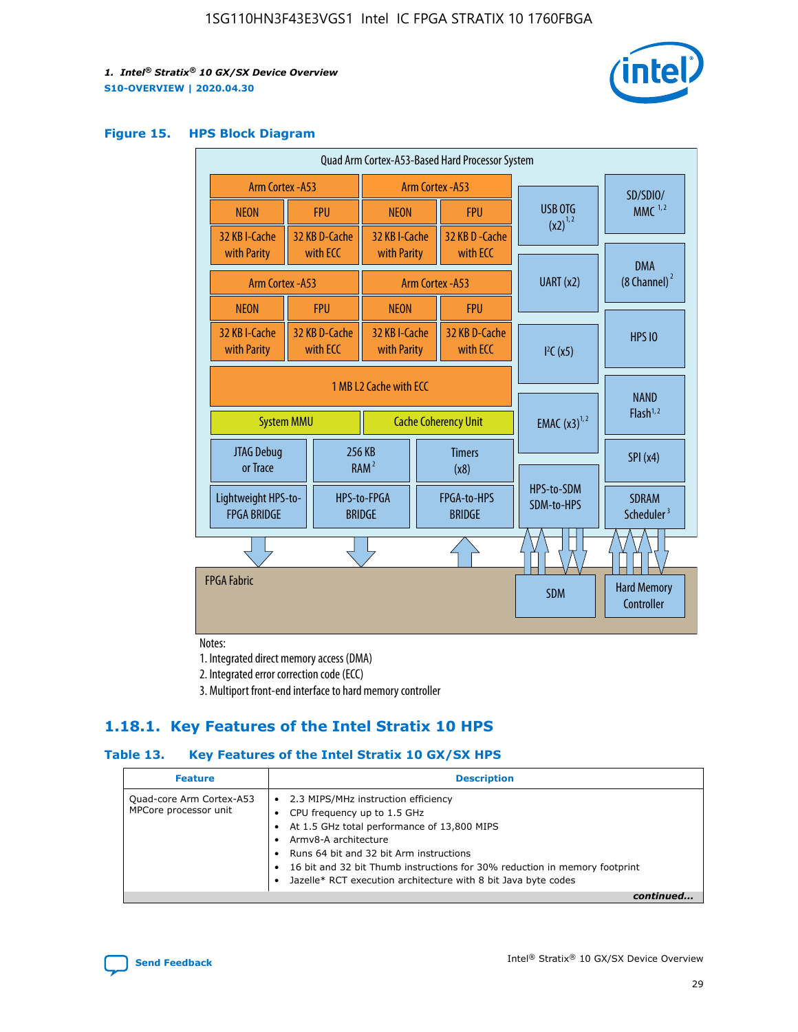## Figure 15. HPS Block Diagram

Quad Arm Cortex-A53-Based Hard Processor System

| Arm Cortex -A53 | | Arm Cortex -A53 | |
|---|---|---|---|
| NEON | FPU | NEON | FPU |
| 32 KB I-Cache with Parity | 32 KB D-Cache with ECC | 32 KB I-Cache with Parity | 32 KB D -Cache with ECC |
| Arm Cortex -A53 | | Arm Cortex -A53 | |
| NEON | FPU | NEON | FPU |
| 32 KB I-Cache with Parity | 32 KB D-Cache with ECC | 32 KB I-Cache with Parity | 32 KB D-Cache with ECC |

1 MB L2 Cache with ECC

System MMU | Cache Coherency Unit

JTAG Debug or Trace | 256 KB RAM[2] | Timers (x8)

Lightweight HPS-to-FPGA BRIDGE | HPS-to-FPGA BRIDGE | FPGA-to-HPS BRIDGE

USB OTG (x2)[1,2] | UART (x2) | I²C (x5) | EMAC (x3)[1,2] | HPS-to-SDM SDM-to-HPS

SD/SDIO/MMC[1,2] | DMA (8 Channel)[2] | HPS IO | NAND Flash[1,2] | SPI (x4) | SDRAM Scheduler[3]

FPGA Fabric | SDM | Hard Memory Controller

Notes:
1. Integrated direct memory access (DMA)
2. Integrated error correction code (ECC)
3. Multiport front-end interface to hard memory controller

### 1.18.1. Key Features of the Intel Stratix 10 HPS

#### Table 13. Key Features of the Intel Stratix 10 GX/SX HPS

| Feature | Description |
|---|---|
| Quad-core Arm Cortex-A53 MPCore processor unit | • 2.3 MIPS/MHz instruction efficiency<br>• CPU frequency up to 1.5 GHz<br>• At 1.5 GHz total performance of 13,800 MIPS<br>• Armv8-A architecture<br>• Runs 64 bit and 32 bit Arm instructions<br>• 16 bit and 32 bit Thumb instructions for 30% reduction in memory footprint<br>• Jazelle* RCT execution architecture with 8 bit Java byte codes |

*continued...*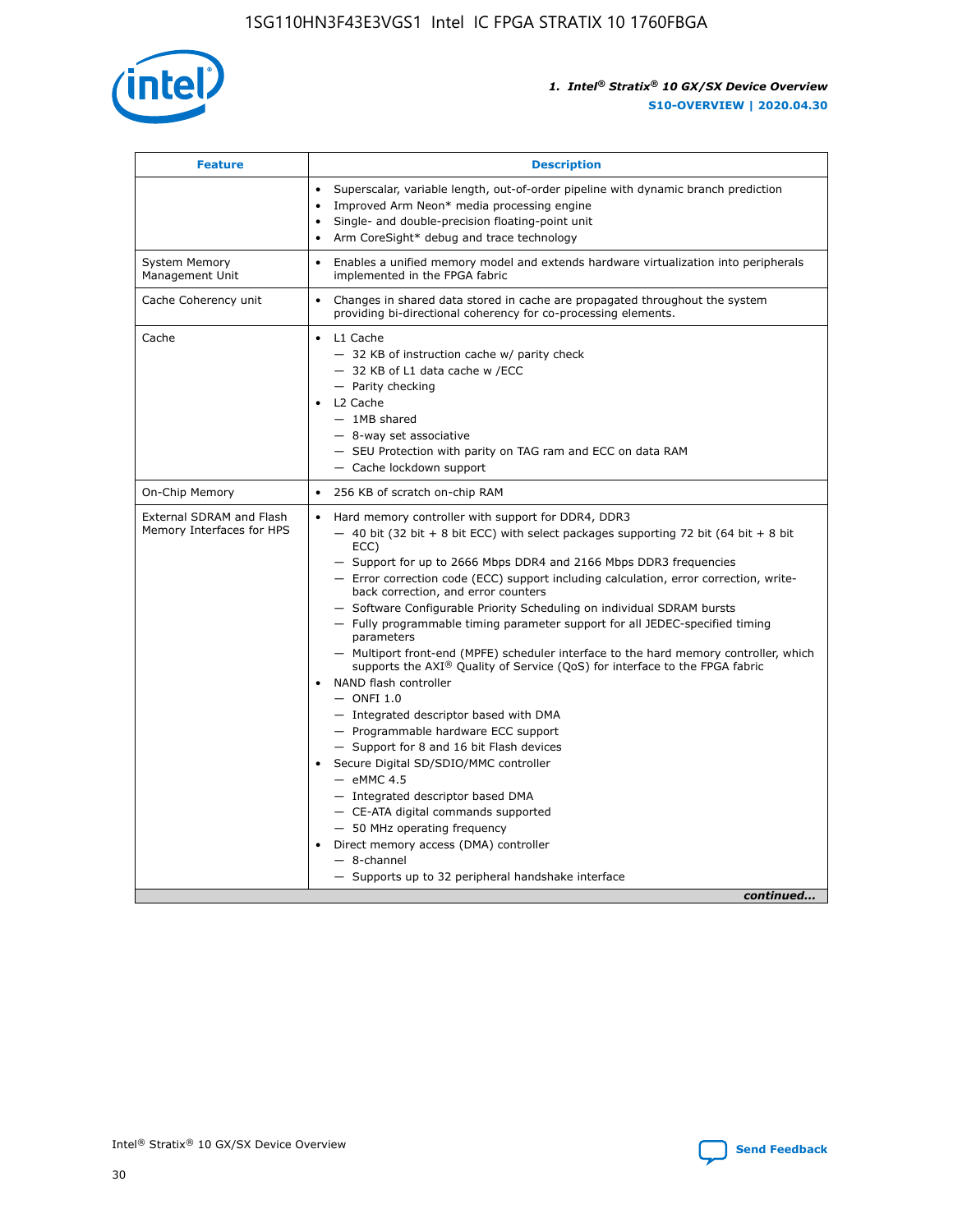| Feature | Description |
| --- | --- |
| | • Superscalar, variable length, out-of-order pipeline with dynamic branch prediction<br>• Improved Arm Neon* media processing engine<br>• Single- and double-precision floating-point unit<br>• Arm CoreSight* debug and trace technology |
| System Memory Management Unit | • Enables a unified memory model and extends hardware virtualization into peripherals implemented in the FPGA fabric |
| Cache Coherency unit | • Changes in shared data stored in cache are propagated throughout the system providing bi-directional coherency for co-processing elements. |
| Cache | • L1 Cache<br>— 32 KB of instruction cache w/ parity check<br>— 32 KB of L1 data cache w /ECC<br>— Parity checking<br>• L2 Cache<br>— 1MB shared<br>— 8-way set associative<br>— SEU Protection with parity on TAG ram and ECC on data RAM<br>— Cache lockdown support |
| On-Chip Memory | • 256 KB of scratch on-chip RAM |
| External SDRAM and Flash Memory Interfaces for HPS | • Hard memory controller with support for DDR4, DDR3<br>— 40 bit (32 bit + 8 bit ECC) with select packages supporting 72 bit (64 bit + 8 bit ECC)<br>— Support for up to 2666 Mbps DDR4 and 2166 Mbps DDR3 frequencies<br>— Error correction code (ECC) support including calculation, error correction, write-back correction, and error counters<br>— Software Configurable Priority Scheduling on individual SDRAM bursts<br>— Fully programmable timing parameter support for all JEDEC-specified timing parameters<br>— Multiport front-end (MPFE) scheduler interface to the hard memory controller, which supports the AXI® Quality of Service (QoS) for interface to the FPGA fabric<br>• NAND flash controller<br>— ONFI 1.0<br>— Integrated descriptor based with DMA<br>— Programmable hardware ECC support<br>— Support for 8 and 16 bit Flash devices<br>• Secure Digital SD/SDIO/MMC controller<br>— eMMC 4.5<br>— Integrated descriptor based DMA<br>— CE-ATA digital commands supported<br>— 50 MHz operating frequency<br>• Direct memory access (DMA) controller<br>— 8-channel<br>— Supports up to 32 peripheral handshake interface |

*continued...*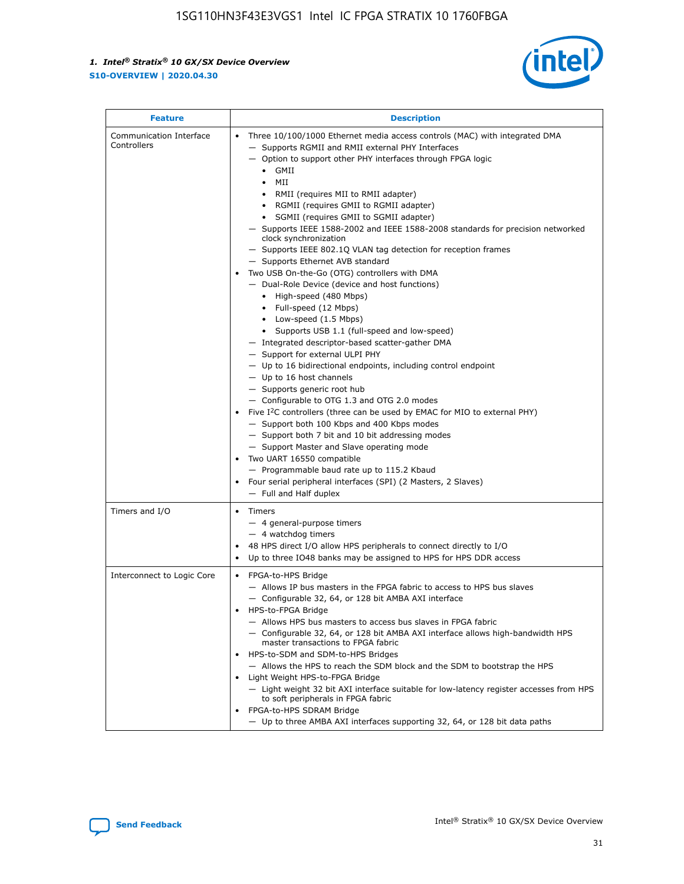| Feature | Description |
| --- | --- |
| Communication Interface Controllers | • Three 10/100/1000 Ethernet media access controls (MAC) with integrated DMA<br>— Supports RGMII and RMII external PHY Interfaces<br>— Option to support other PHY interfaces through FPGA logic<br>• GMII<br>• MII<br>• RMII (requires MII to RMII adapter)<br>• RGMII (requires GMII to RGMII adapter)<br>• SGMII (requires GMII to SGMII adapter)<br>— Supports IEEE 1588-2002 and IEEE 1588-2008 standards for precision networked clock synchronization<br>— Supports IEEE 802.1Q VLAN tag detection for reception frames<br>— Supports Ethernet AVB standard<br>• Two USB On-the-Go (OTG) controllers with DMA<br>— Dual-Role Device (device and host functions)<br>• High-speed (480 Mbps)<br>• Full-speed (12 Mbps)<br>• Low-speed (1.5 Mbps)<br>• Supports USB 1.1 (full-speed and low-speed)<br>— Integrated descriptor-based scatter-gather DMA<br>— Support for external ULPI PHY<br>— Up to 16 bidirectional endpoints, including control endpoint<br>— Up to 16 host channels<br>— Supports generic root hub<br>— Configurable to OTG 1.3 and OTG 2.0 modes<br>• Five I²C controllers (three can be used by EMAC for MIO to external PHY)<br>— Support both 100 Kbps and 400 Kbps modes<br>— Support both 7 bit and 10 bit addressing modes<br>— Support Master and Slave operating mode<br>• Two UART 16550 compatible<br>— Programmable baud rate up to 115.2 Kbaud<br>• Four serial peripheral interfaces (SPI) (2 Masters, 2 Slaves)<br>— Full and Half duplex |
| Timers and I/O | • Timers<br>— 4 general-purpose timers<br>— 4 watchdog timers<br>• 48 HPS direct I/O allow HPS peripherals to connect directly to I/O<br>• Up to three IO48 banks may be assigned to HPS for HPS DDR access |
| Interconnect to Logic Core | • FPGA-to-HPS Bridge<br>— Allows IP bus masters in the FPGA fabric to access to HPS bus slaves<br>— Configurable 32, 64, or 128 bit AMBA AXI interface<br>• HPS-to-FPGA Bridge<br>— Allows HPS bus masters to access bus slaves in FPGA fabric<br>— Configurable 32, 64, or 128 bit AMBA AXI interface allows high-bandwidth HPS master transactions to FPGA fabric<br>• HPS-to-SDM and SDM-to-HPS Bridges<br>— Allows the HPS to reach the SDM block and the SDM to bootstrap the HPS<br>• Light Weight HPS-to-FPGA Bridge<br>— Light weight 32 bit AXI interface suitable for low-latency register accesses from HPS to soft peripherals in FPGA fabric<br>• FPGA-to-HPS SDRAM Bridge<br>— Up to three AMBA AXI interfaces supporting 32, 64, or 128 bit data paths |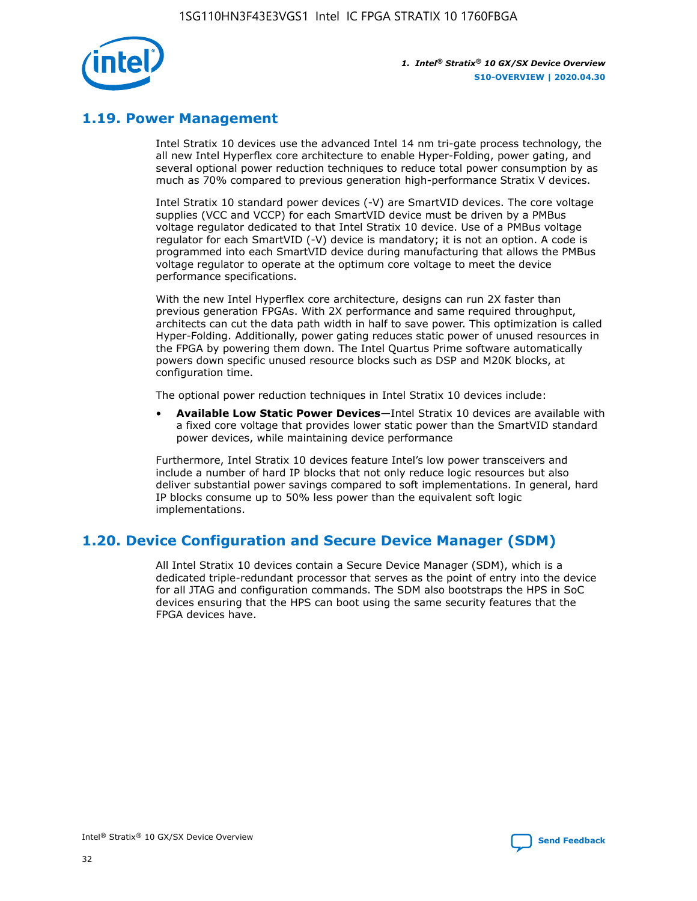## 1.19. Power Management

Intel Stratix 10 devices use the advanced Intel 14 nm tri-gate process technology, the all new Intel Hyperflex core architecture to enable Hyper-Folding, power gating, and several optional power reduction techniques to reduce total power consumption by as much as 70% compared to previous generation high-performance Stratix V devices.

Intel Stratix 10 standard power devices (-V) are SmartVID devices. The core voltage supplies (VCC and VCCP) for each SmartVID device must be driven by a PMBus voltage regulator dedicated to that Intel Stratix 10 device. Use of a PMBus voltage regulator for each SmartVID (-V) device is mandatory; it is not an option. A code is programmed into each SmartVID device during manufacturing that allows the PMBus voltage regulator to operate at the optimum core voltage to meet the device performance specifications.

With the new Intel Hyperflex core architecture, designs can run 2X faster than previous generation FPGAs. With 2X performance and same required throughput, architects can cut the data path width in half to save power. This optimization is called Hyper-Folding. Additionally, power gating reduces static power of unused resources in the FPGA by powering them down. The Intel Quartus Prime software automatically powers down specific unused resource blocks such as DSP and M20K blocks, at configuration time.

The optional power reduction techniques in Intel Stratix 10 devices include:

- **Available Low Static Power Devices**—Intel Stratix 10 devices are available with a fixed core voltage that provides lower static power than the SmartVID standard power devices, while maintaining device performance

Furthermore, Intel Stratix 10 devices feature Intel's low power transceivers and include a number of hard IP blocks that not only reduce logic resources but also deliver substantial power savings compared to soft implementations. In general, hard IP blocks consume up to 50% less power than the equivalent soft logic implementations.

## 1.20. Device Configuration and Secure Device Manager (SDM)

All Intel Stratix 10 devices contain a Secure Device Manager (SDM), which is a dedicated triple-redundant processor that serves as the point of entry into the device for all JTAG and configuration commands. The SDM also bootstraps the HPS in SoC devices ensuring that the HPS can boot using the same security features that the FPGA devices have.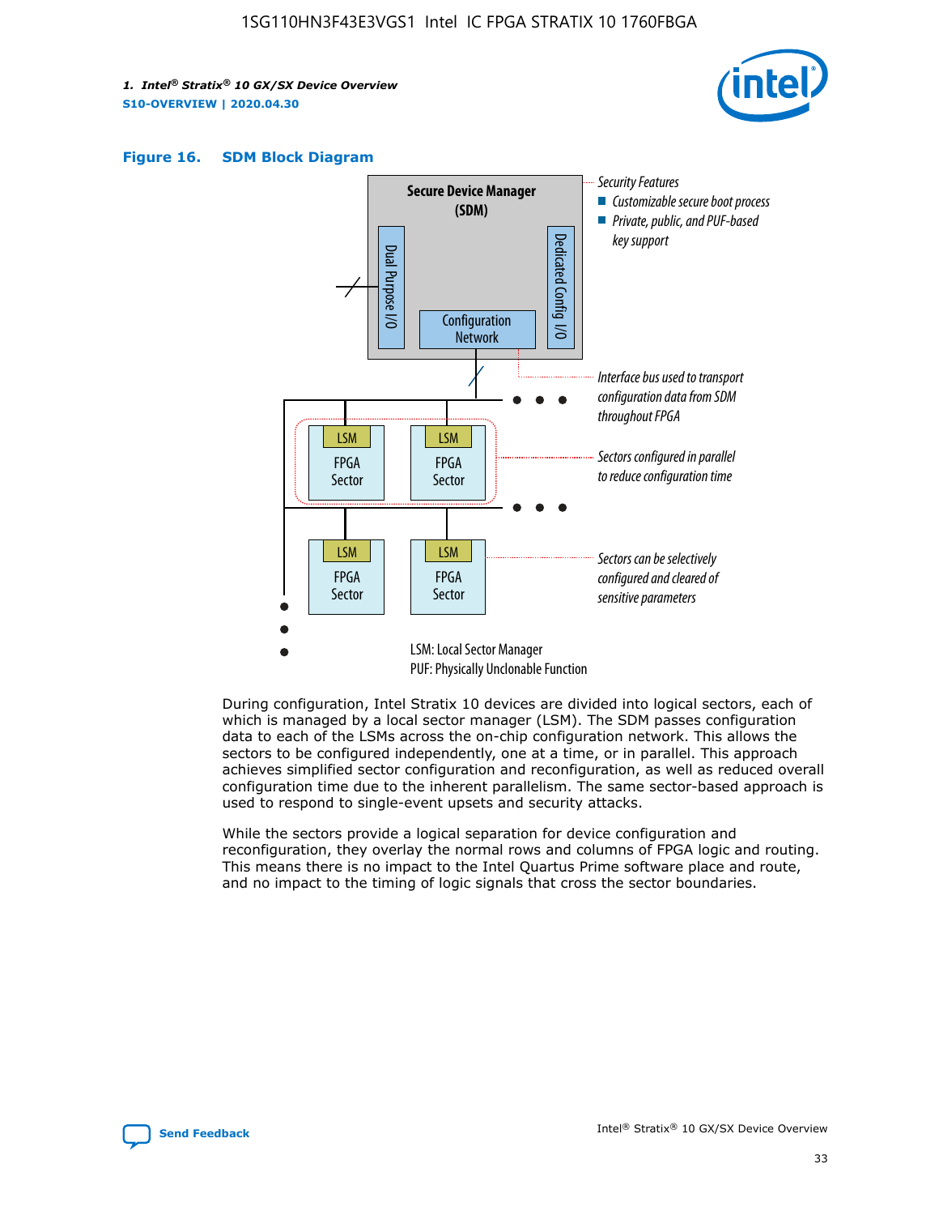**Figure 16. SDM Block Diagram**

Security Features
- Customizable secure boot process
- Private, public, and PUF-based key support

Interface bus used to transport configuration data from SDM throughout FPGA

Sectors configured in parallel to reduce configuration time

Sectors can be selectively configured and cleared of sensitive parameters

LSM: Local Sector Manager
PUF: Physically Unclonable Function

During configuration, Intel Stratix 10 devices are divided into logical sectors, each of which is managed by a local sector manager (LSM). The SDM passes configuration data to each of the LSMs across the on-chip configuration network. This allows the sectors to be configured independently, one at a time, or in parallel. This approach achieves simplified sector configuration and reconfiguration, as well as reduced overall configuration time due to the inherent parallelism. The same sector-based approach is used to respond to single-event upsets and security attacks.

While the sectors provide a logical separation for device configuration and reconfiguration, they overlay the normal rows and columns of FPGA logic and routing. This means there is no impact to the Intel Quartus Prime software place and route, and no impact to the timing of logic signals that cross the sector boundaries.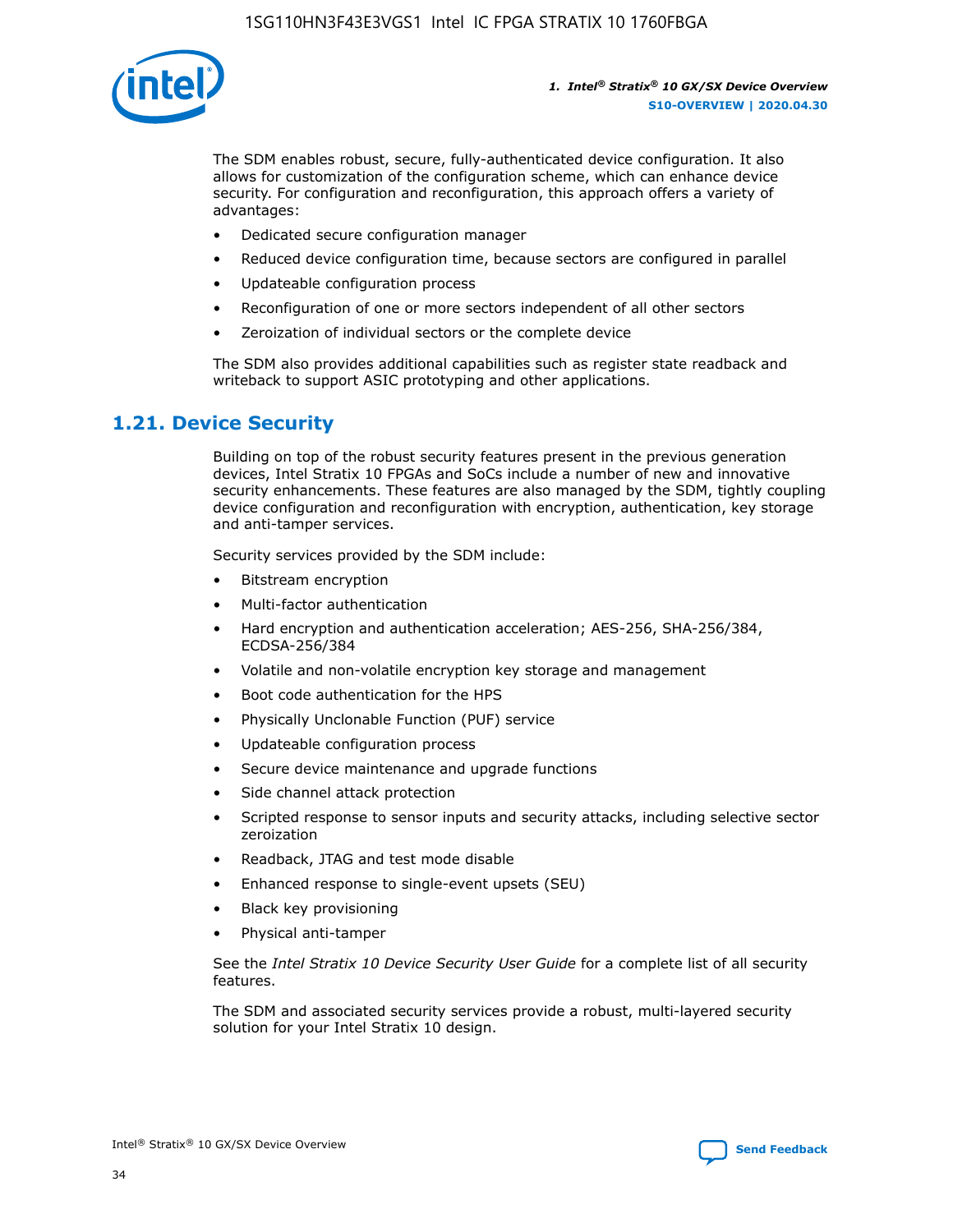The SDM enables robust, secure, fully-authenticated device configuration. It also allows for customization of the configuration scheme, which can enhance device security. For configuration and reconfiguration, this approach offers a variety of advantages:

- Dedicated secure configuration manager
- Reduced device configuration time, because sectors are configured in parallel
- Updateable configuration process
- Reconfiguration of one or more sectors independent of all other sectors
- Zeroization of individual sectors or the complete device

The SDM also provides additional capabilities such as register state readback and writeback to support ASIC prototyping and other applications.

## 1.21. Device Security

Building on top of the robust security features present in the previous generation devices, Intel Stratix 10 FPGAs and SoCs include a number of new and innovative security enhancements. These features are also managed by the SDM, tightly coupling device configuration and reconfiguration with encryption, authentication, key storage and anti-tamper services.

Security services provided by the SDM include:

- Bitstream encryption
- Multi-factor authentication
- Hard encryption and authentication acceleration; AES-256, SHA-256/384, ECDSA-256/384
- Volatile and non-volatile encryption key storage and management
- Boot code authentication for the HPS
- Physically Unclonable Function (PUF) service
- Updateable configuration process
- Secure device maintenance and upgrade functions
- Side channel attack protection
- Scripted response to sensor inputs and security attacks, including selective sector zeroization
- Readback, JTAG and test mode disable
- Enhanced response to single-event upsets (SEU)
- Black key provisioning
- Physical anti-tamper

See the *Intel Stratix 10 Device Security User Guide* for a complete list of all security features.

The SDM and associated security services provide a robust, multi-layered security solution for your Intel Stratix 10 design.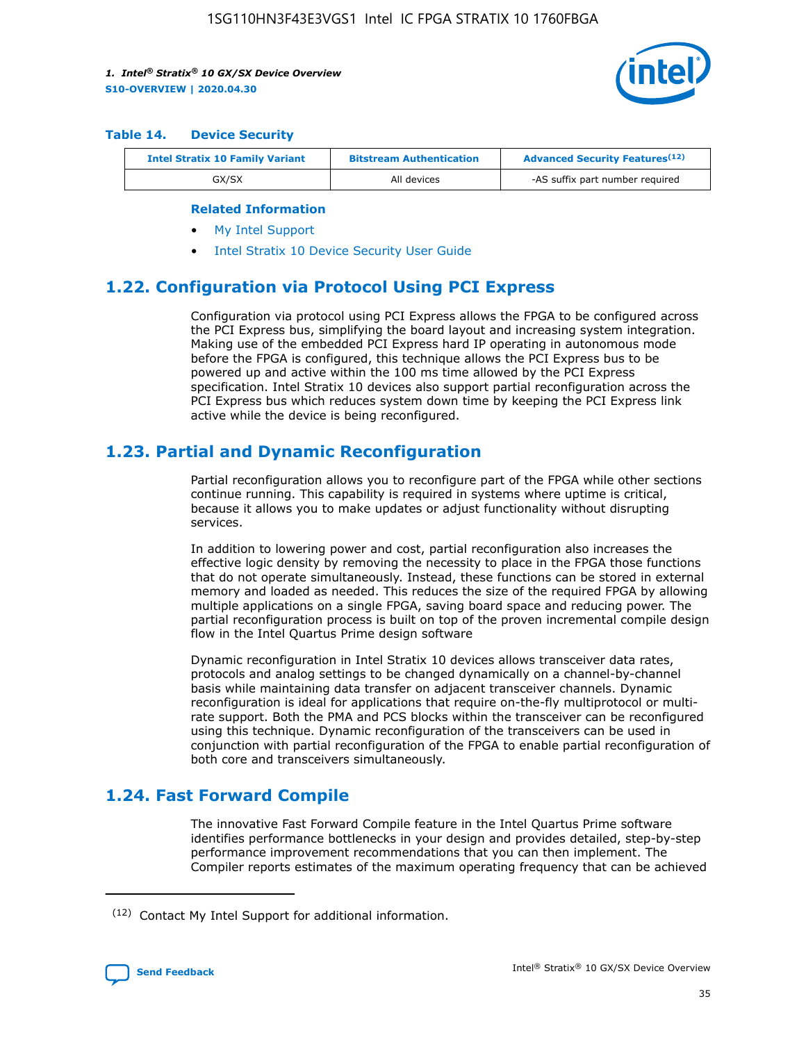**Table 14. Device Security**

| Intel Stratix 10 Family Variant | Bitstream Authentication | Advanced Security Features[12] |
| --- | --- | --- |
| GX/SX | All devices | -AS suffix part number required |

**Related Information**

- My Intel Support
- Intel Stratix 10 Device Security User Guide

## 1.22. Configuration via Protocol Using PCI Express

Configuration via protocol using PCI Express allows the FPGA to be configured across the PCI Express bus, simplifying the board layout and increasing system integration. Making use of the embedded PCI Express hard IP operating in autonomous mode before the FPGA is configured, this technique allows the PCI Express bus to be powered up and active within the 100 ms time allowed by the PCI Express specification. Intel Stratix 10 devices also support partial reconfiguration across the PCI Express bus which reduces system down time by keeping the PCI Express link active while the device is being reconfigured.

## 1.23. Partial and Dynamic Reconfiguration

Partial reconfiguration allows you to reconfigure part of the FPGA while other sections continue running. This capability is required in systems where uptime is critical, because it allows you to make updates or adjust functionality without disrupting services.

In addition to lowering power and cost, partial reconfiguration also increases the effective logic density by removing the necessity to place in the FPGA those functions that do not operate simultaneously. Instead, these functions can be stored in external memory and loaded as needed. This reduces the size of the required FPGA by allowing multiple applications on a single FPGA, saving board space and reducing power. The partial reconfiguration process is built on top of the proven incremental compile design flow in the Intel Quartus Prime design software

Dynamic reconfiguration in Intel Stratix 10 devices allows transceiver data rates, protocols and analog settings to be changed dynamically on a channel-by-channel basis while maintaining data transfer on adjacent transceiver channels. Dynamic reconfiguration is ideal for applications that require on-the-fly multiprotocol or multi-rate support. Both the PMA and PCS blocks within the transceiver can be reconfigured using this technique. Dynamic reconfiguration of the transceivers can be used in conjunction with partial reconfiguration of the FPGA to enable partial reconfiguration of both core and transceivers simultaneously.

## 1.24. Fast Forward Compile

The innovative Fast Forward Compile feature in the Intel Quartus Prime software identifies performance bottlenecks in your design and provides detailed, step-by-step performance improvement recommendations that you can then implement. The Compiler reports estimates of the maximum operating frequency that can be achieved

[12] Contact My Intel Support for additional information.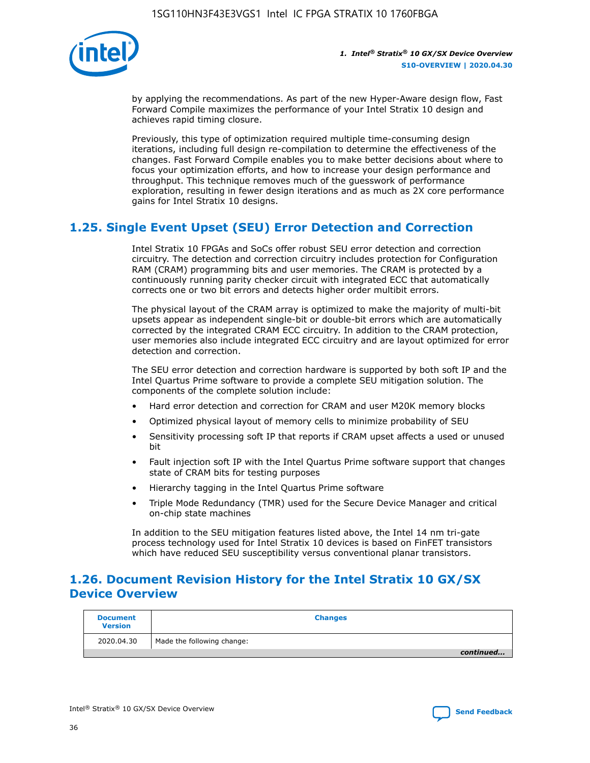by applying the recommendations. As part of the new Hyper-Aware design flow, Fast Forward Compile maximizes the performance of your Intel Stratix 10 design and achieves rapid timing closure.

Previously, this type of optimization required multiple time-consuming design iterations, including full design re-compilation to determine the effectiveness of the changes. Fast Forward Compile enables you to make better decisions about where to focus your optimization efforts, and how to increase your design performance and throughput. This technique removes much of the guesswork of performance exploration, resulting in fewer design iterations and as much as 2X core performance gains for Intel Stratix 10 designs.

## 1.25. Single Event Upset (SEU) Error Detection and Correction

Intel Stratix 10 FPGAs and SoCs offer robust SEU error detection and correction circuitry. The detection and correction circuitry includes protection for Configuration RAM (CRAM) programming bits and user memories. The CRAM is protected by a continuously running parity checker circuit with integrated ECC that automatically corrects one or two bit errors and detects higher order multibit errors.

The physical layout of the CRAM array is optimized to make the majority of multi-bit upsets appear as independent single-bit or double-bit errors which are automatically corrected by the integrated CRAM ECC circuitry. In addition to the CRAM protection, user memories also include integrated ECC circuitry and are layout optimized for error detection and correction.

The SEU error detection and correction hardware is supported by both soft IP and the Intel Quartus Prime software to provide a complete SEU mitigation solution. The components of the complete solution include:

- Hard error detection and correction for CRAM and user M20K memory blocks
- Optimized physical layout of memory cells to minimize probability of SEU
- Sensitivity processing soft IP that reports if CRAM upset affects a used or unused bit
- Fault injection soft IP with the Intel Quartus Prime software support that changes state of CRAM bits for testing purposes
- Hierarchy tagging in the Intel Quartus Prime software
- Triple Mode Redundancy (TMR) used for the Secure Device Manager and critical on-chip state machines

In addition to the SEU mitigation features listed above, the Intel 14 nm tri-gate process technology used for Intel Stratix 10 devices is based on FinFET transistors which have reduced SEU susceptibility versus conventional planar transistors.

## 1.26. Document Revision History for the Intel Stratix 10 GX/SX Device Overview

| Document Version | Changes |
|---|---|
| 2020.04.30 | Made the following change: |

*continued...*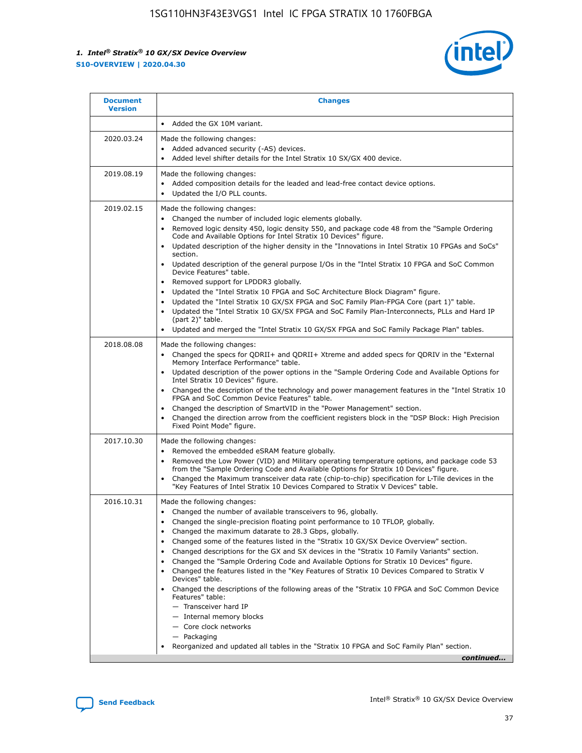| Document Version | Changes |
| --- | --- |
| | • Added the GX 10M variant. |
| 2020.03.24 | Made the following changes:<br>• Added advanced security (-AS) devices.<br>• Added level shifter details for the Intel Stratix 10 SX/GX 400 device. |
| 2019.08.19 | Made the following changes:<br>• Added composition details for the leaded and lead-free contact device options.<br>• Updated the I/O PLL counts. |
| 2019.02.15 | Made the following changes:<br>• Changed the number of included logic elements globally.<br>• Removed logic density 450, logic density 550, and package code 48 from the "Sample Ordering Code and Available Options for Intel Stratix 10 Devices" figure.<br>• Updated description of the higher density in the "Innovations in Intel Stratix 10 FPGAs and SoCs" section.<br>• Updated description of the general purpose I/Os in the "Intel Stratix 10 FPGA and SoC Common Device Features" table.<br>• Removed support for LPDDR3 globally.<br>• Updated the "Intel Stratix 10 FPGA and SoC Architecture Block Diagram" figure.<br>• Updated the "Intel Stratix 10 GX/SX FPGA and SoC Family Plan-FPGA Core (part 1)" table.<br>• Updated the "Intel Stratix 10 GX/SX FPGA and SoC Family Plan-Interconnects, PLLs and Hard IP (part 2)" table.<br>• Updated and merged the "Intel Stratix 10 GX/SX FPGA and SoC Family Package Plan" tables. |
| 2018.08.08 | Made the following changes:<br>• Changed the specs for QDRII+ and QDRII+ Xtreme and added specs for QDRIV in the "External Memory Interface Performance" table.<br>• Updated description of the power options in the "Sample Ordering Code and Available Options for Intel Stratix 10 Devices" figure.<br>• Changed the description of the technology and power management features in the "Intel Stratix 10 FPGA and SoC Common Device Features" table.<br>• Changed the description of SmartVID in the "Power Management" section.<br>• Changed the direction arrow from the coefficient registers block in the "DSP Block: High Precision Fixed Point Mode" figure. |
| 2017.10.30 | Made the following changes:<br>• Removed the embedded eSRAM feature globally.<br>• Removed the Low Power (VID) and Military operating temperature options, and package code 53 from the "Sample Ordering Code and Available Options for Stratix 10 Devices" figure.<br>• Changed the Maximum transceiver data rate (chip-to-chip) specification for L-Tile devices in the "Key Features of Intel Stratix 10 Devices Compared to Stratix V Devices" table. |
| 2016.10.31 | Made the following changes:<br>• Changed the number of available transceivers to 96, globally.<br>• Changed the single-precision floating point performance to 10 TFLOP, globally.<br>• Changed the maximum datarate to 28.3 Gbps, globally.<br>• Changed some of the features listed in the "Stratix 10 GX/SX Device Overview" section.<br>• Changed descriptions for the GX and SX devices in the "Stratix 10 Family Variants" section.<br>• Changed the "Sample Ordering Code and Available Options for Stratix 10 Devices" figure.<br>• Changed the features listed in the "Key Features of Stratix 10 Devices Compared to Stratix V Devices" table.<br>• Changed the descriptions of the following areas of the "Stratix 10 FPGA and SoC Common Device Features" table:<br>— Transceiver hard IP<br>— Internal memory blocks<br>— Core clock networks<br>— Packaging<br>• Reorganized and updated all tables in the "Stratix 10 FPGA and SoC Family Plan" section. |

*continued...*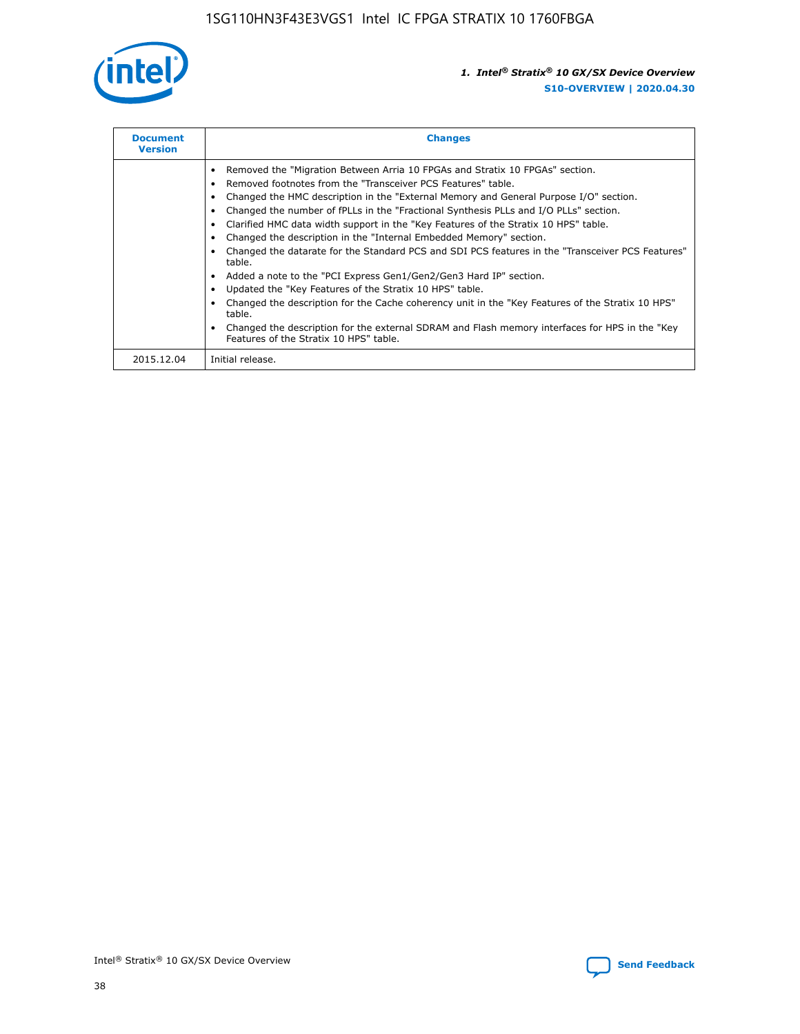| Document Version | Changes |
| --- | --- |
| | • Removed the "Migration Between Arria 10 FPGAs and Stratix 10 FPGAs" section.<br>• Removed footnotes from the "Transceiver PCS Features" table.<br>• Changed the HMC description in the "External Memory and General Purpose I/O" section.<br>• Changed the number of fPLLs in the "Fractional Synthesis PLLs and I/O PLLs" section.<br>• Clarified HMC data width support in the "Key Features of the Stratix 10 HPS" table.<br>• Changed the description in the "Internal Embedded Memory" section.<br>• Changed the datarate for the Standard PCS and SDI PCS features in the "Transceiver PCS Features" table.<br>• Added a note to the "PCI Express Gen1/Gen2/Gen3 Hard IP" section.<br>• Updated the "Key Features of the Stratix 10 HPS" table.<br>• Changed the description for the Cache coherency unit in the "Key Features of the Stratix 10 HPS" table.<br>• Changed the description for the external SDRAM and Flash memory interfaces for HPS in the "Key Features of the Stratix 10 HPS" table. |
| 2015.12.04 | Initial release. |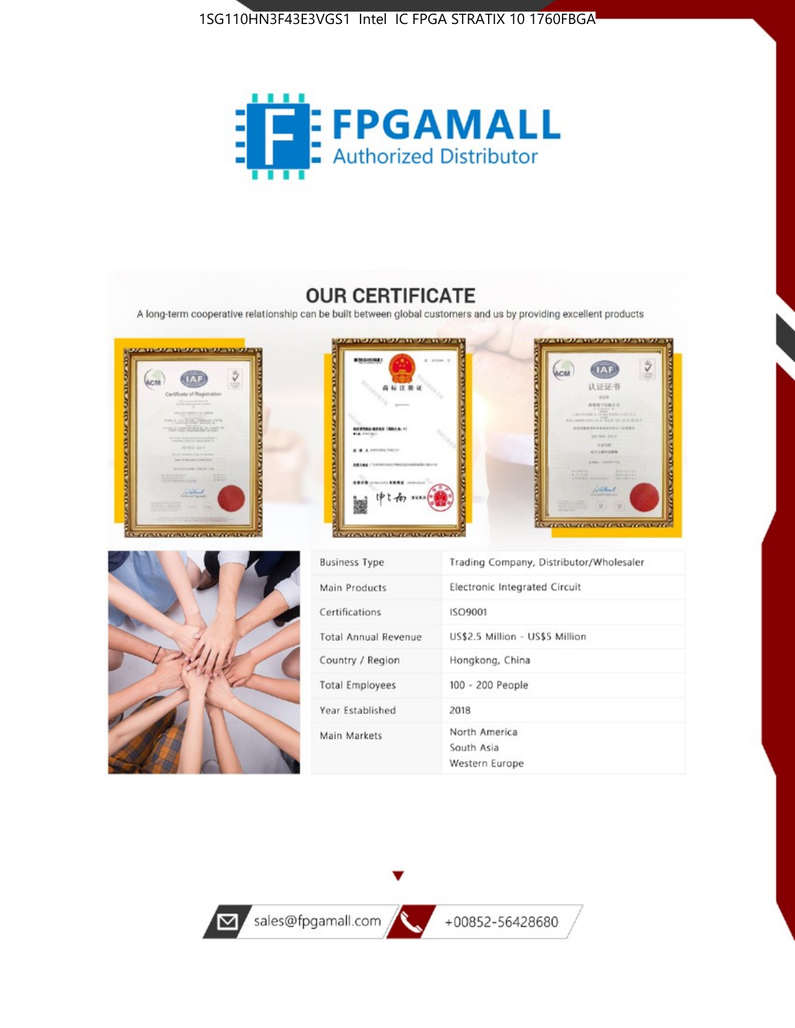FPGAMALL
Authorized Distributor

## OUR CERTIFICATE

A long-term cooperative relationship can be built between global customers and us by providing excellent products

| | |
|---|---|
| Business Type | Trading Company, Distributor/Wholesaler |
| Main Products | Electronic Integrated Circuit |
| Certifications | ISO9001 |
| Total Annual Revenue | US$2.5 Million - US$5 Million |
| Country / Region | Hongkong, China |
| Total Employees | 100 - 200 People |
| Year Established | 2018 |
| Main Markets | North America<br>South Asia<br>Western Europe |

sales@fpgamall.com

+00852-56428680